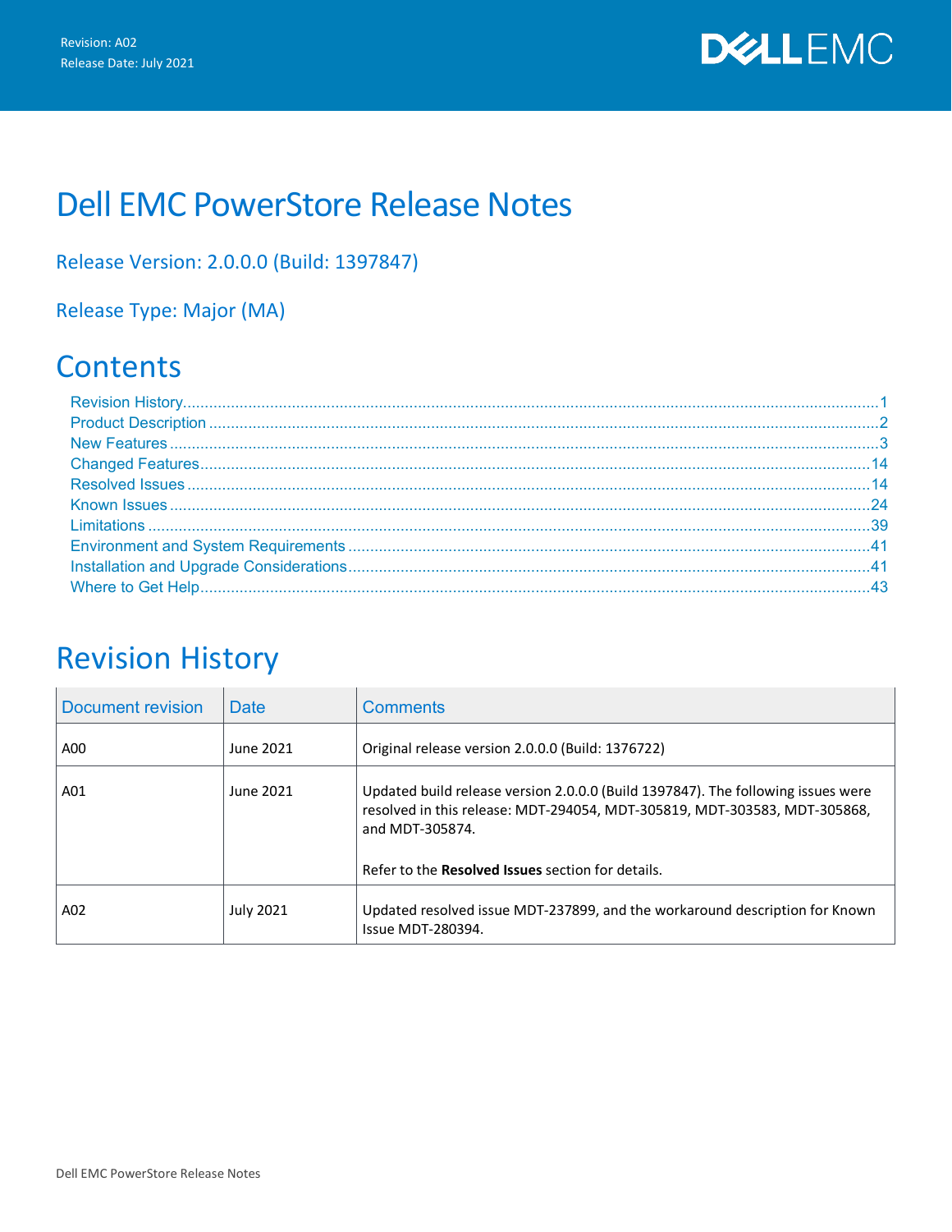Revision: A02

Release Date: July 2021

# Dell EMC PowerStore Release Notes

## Release Version: 2.0.0.0 (Build: 1397847)

## Release Type: Major (MA)

# Contents

- Revision History ..... 1
- Product Description ..... 2
- New Features ..... 3
- Changed Features ..... 14
- Resolved Issues ..... 14
- Known Issues ..... 24
- Limitations ..... 39
- Environment and System Requirements ..... 41
- Installation and Upgrade Considerations ..... 41
- Where to Get Help ..... 43

# Revision History

| Document revision | Date | Comments |
|---|---|---|
| A00 | June 2021 | Original release version 2.0.0.0 (Build: 1376722) |
| A01 | June 2021 | Updated build release version 2.0.0.0 (Build 1397847). The following issues were resolved in this release: MDT-294054, MDT-305819, MDT-303583, MDT-305868, and MDT-305874.<br><br>Refer to the **Resolved Issues** section for details. |
| A02 | July 2021 | Updated resolved issue MDT-237899, and the workaround description for Known Issue MDT-280394. |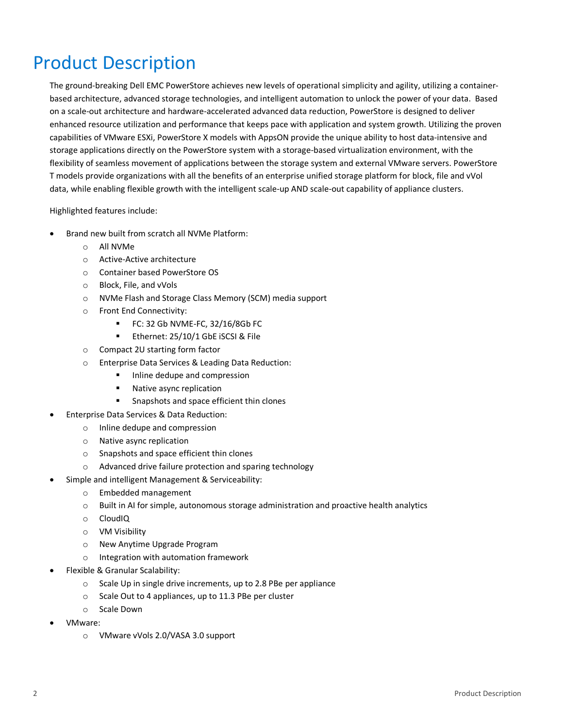# Product Description

The ground-breaking Dell EMC PowerStore achieves new levels of operational simplicity and agility, utilizing a container-based architecture, advanced storage technologies, and intelligent automation to unlock the power of your data. Based on a scale-out architecture and hardware-accelerated advanced data reduction, PowerStore is designed to deliver enhanced resource utilization and performance that keeps pace with application and system growth. Utilizing the proven capabilities of VMware ESXi, PowerStore X models with AppsON provide the unique ability to host data-intensive and storage applications directly on the PowerStore system with a storage-based virtualization environment, with the flexibility of seamless movement of applications between the storage system and external VMware servers. PowerStore T models provide organizations with all the benefits of an enterprise unified storage platform for block, file and vVol data, while enabling flexible growth with the intelligent scale-up AND scale-out capability of appliance clusters.

Highlighted features include:

- Brand new built from scratch all NVMe Platform:
  - All NVMe
  - Active-Active architecture
  - Container based PowerStore OS
  - Block, File, and vVols
  - NVMe Flash and Storage Class Memory (SCM) media support
  - Front End Connectivity:
    - FC: 32 Gb NVME-FC, 32/16/8Gb FC
    - Ethernet: 25/10/1 GbE iSCSI & File
  - Compact 2U starting form factor
  - Enterprise Data Services & Leading Data Reduction:
    - Inline dedupe and compression
    - Native async replication
    - Snapshots and space efficient thin clones
- Enterprise Data Services & Data Reduction:
  - Inline dedupe and compression
  - Native async replication
  - Snapshots and space efficient thin clones
  - Advanced drive failure protection and sparing technology
- Simple and intelligent Management & Serviceability:
  - Embedded management
  - Built in AI for simple, autonomous storage administration and proactive health analytics
  - CloudIQ
  - VM Visibility
  - New Anytime Upgrade Program
  - Integration with automation framework
- Flexible & Granular Scalability:
  - Scale Up in single drive increments, up to 2.8 PBe per appliance
  - Scale Out to 4 appliances, up to 11.3 PBe per cluster
  - Scale Down
- VMware:
  - VMware vVols 2.0/VASA 3.0 support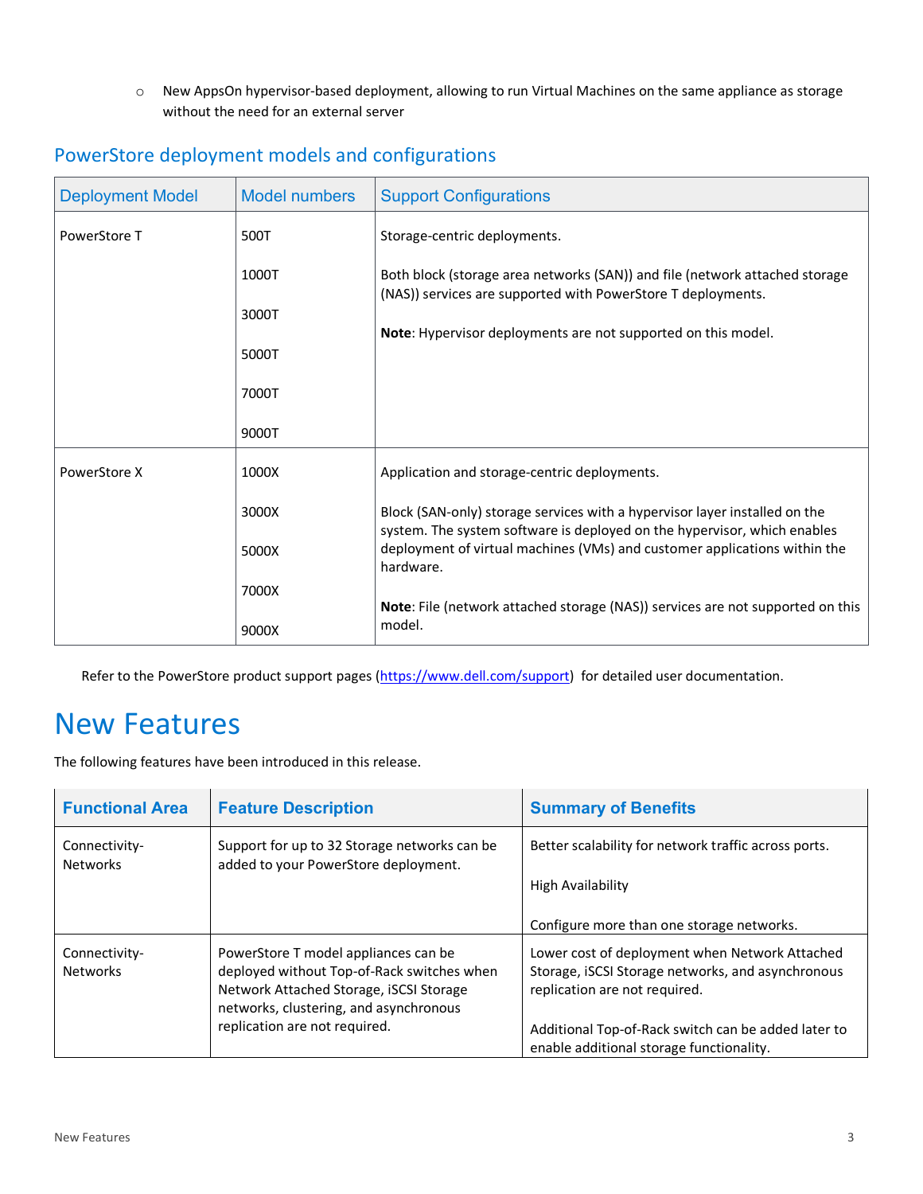- New AppsOn hypervisor-based deployment, allowing to run Virtual Machines on the same appliance as storage without the need for an external server

## PowerStore deployment models and configurations

| Deployment Model | Model numbers | Support Configurations |
|---|---|---|
| PowerStore T | 500T<br>1000T<br>3000T<br>5000T<br>7000T<br>9000T | Storage-centric deployments.<br><br>Both block (storage area networks (SAN)) and file (network attached storage (NAS)) services are supported with PowerStore T deployments.<br><br>**Note**: Hypervisor deployments are not supported on this model. |
| PowerStore X | 1000X<br>3000X<br>5000X<br>7000X<br>9000X | Application and storage-centric deployments.<br><br>Block (SAN-only) storage services with a hypervisor layer installed on the system. The system software is deployed on the hypervisor, which enables deployment of virtual machines (VMs) and customer applications within the hardware.<br><br>**Note**: File (network attached storage (NAS)) services are not supported on this model. |

Refer to the PowerStore product support pages (https://www.dell.com/support) for detailed user documentation.

# New Features

The following features have been introduced in this release.

| Functional Area | Feature Description | Summary of Benefits |
|---|---|---|
| Connectivity-Networks | Support for up to 32 Storage networks can be added to your PowerStore deployment. | Better scalability for network traffic across ports.<br><br>High Availability<br><br>Configure more than one storage networks. |
| Connectivity-Networks | PowerStore T model appliances can be deployed without Top-of-Rack switches when Network Attached Storage, iSCSI Storage networks, clustering, and asynchronous replication are not required. | Lower cost of deployment when Network Attached Storage, iSCSI Storage networks, and asynchronous replication are not required.<br><br>Additional Top-of-Rack switch can be added later to enable additional storage functionality. |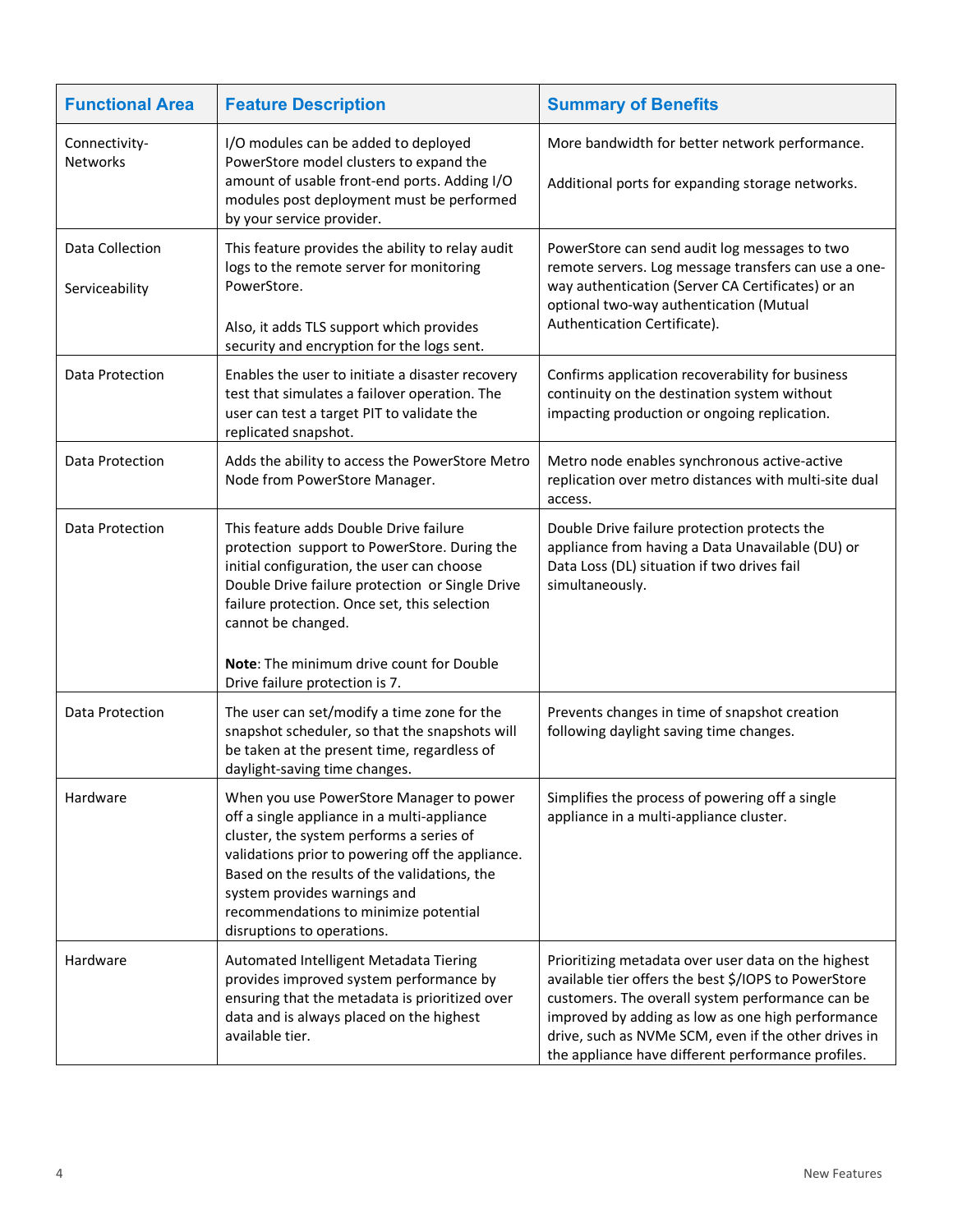| Functional Area | Feature Description | Summary of Benefits |
| --- | --- | --- |
| Connectivity-Networks | I/O modules can be added to deployed PowerStore model clusters to expand the amount of usable front-end ports. Adding I/O modules post deployment must be performed by your service provider. | More bandwidth for better network performance.<br><br>Additional ports for expanding storage networks. |
| Data Collection<br><br>Serviceability | This feature provides the ability to relay audit logs to the remote server for monitoring PowerStore.<br><br>Also, it adds TLS support which provides security and encryption for the logs sent. | PowerStore can send audit log messages to two remote servers. Log message transfers can use a one-way authentication (Server CA Certificates) or an optional two-way authentication (Mutual Authentication Certificate). |
| Data Protection | Enables the user to initiate a disaster recovery test that simulates a failover operation. The user can test a target PIT to validate the replicated snapshot. | Confirms application recoverability for business continuity on the destination system without impacting production or ongoing replication. |
| Data Protection | Adds the ability to access the PowerStore Metro Node from PowerStore Manager. | Metro node enables synchronous active-active replication over metro distances with multi-site dual access. |
| Data Protection | This feature adds Double Drive failure protection support to PowerStore. During the initial configuration, the user can choose Double Drive failure protection or Single Drive failure protection. Once set, this selection cannot be changed.<br><br>**Note**: The minimum drive count for Double Drive failure protection is 7. | Double Drive failure protection protects the appliance from having a Data Unavailable (DU) or Data Loss (DL) situation if two drives fail simultaneously. |
| Data Protection | The user can set/modify a time zone for the snapshot scheduler, so that the snapshots will be taken at the present time, regardless of daylight-saving time changes. | Prevents changes in time of snapshot creation following daylight saving time changes. |
| Hardware | When you use PowerStore Manager to power off a single appliance in a multi-appliance cluster, the system performs a series of validations prior to powering off the appliance. Based on the results of the validations, the system provides warnings and recommendations to minimize potential disruptions to operations. | Simplifies the process of powering off a single appliance in a multi-appliance cluster. |
| Hardware | Automated Intelligent Metadata Tiering provides improved system performance by ensuring that the metadata is prioritized over data and is always placed on the highest available tier. | Prioritizing metadata over user data on the highest available tier offers the best $/IOPS to PowerStore customers. The overall system performance can be improved by adding as low as one high performance drive, such as NVMe SCM, even if the other drives in the appliance have different performance profiles. |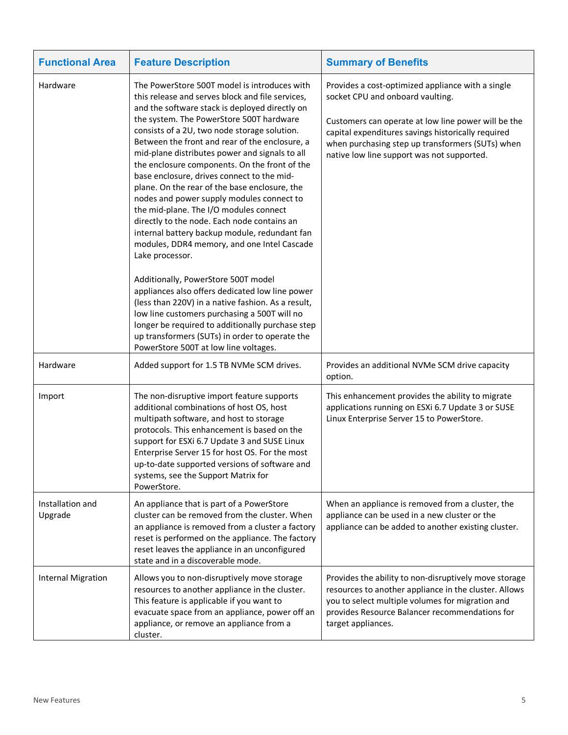| Functional Area | Feature Description | Summary of Benefits |
|---|---|---|
| Hardware | The PowerStore 500T model is introduces with this release and serves block and file services, and the software stack is deployed directly on the system. The PowerStore 500T hardware consists of a 2U, two node storage solution. Between the front and rear of the enclosure, a mid-plane distributes power and signals to all the enclosure components. On the front of the base enclosure, drives connect to the mid-plane. On the rear of the base enclosure, the nodes and power supply modules connect to the mid-plane. The I/O modules connect directly to the node. Each node contains an internal battery backup module, redundant fan modules, DDR4 memory, and one Intel Cascade Lake processor.<br><br>Additionally, PowerStore 500T model appliances also offers dedicated low line power (less than 220V) in a native fashion. As a result, low line customers purchasing a 500T will no longer be required to additionally purchase step up transformers (SUTs) in order to operate the PowerStore 500T at low line voltages. | Provides a cost-optimized appliance with a single socket CPU and onboard vaulting.<br><br>Customers can operate at low line power will be the capital expenditures savings historically required when purchasing step up transformers (SUTs) when native low line support was not supported. |
| Hardware | Added support for 1.5 TB NVMe SCM drives. | Provides an additional NVMe SCM drive capacity option. |
| Import | The non-disruptive import feature supports additional combinations of host OS, host multipath software, and host to storage protocols. This enhancement is based on the support for ESXi 6.7 Update 3 and SUSE Linux Enterprise Server 15 for host OS. For the most up-to-date supported versions of software and systems, see the Support Matrix for PowerStore. | This enhancement provides the ability to migrate applications running on ESXi 6.7 Update 3 or SUSE Linux Enterprise Server 15 to PowerStore. |
| Installation and Upgrade | An appliance that is part of a PowerStore cluster can be removed from the cluster. When an appliance is removed from a cluster a factory reset is performed on the appliance. The factory reset leaves the appliance in an unconfigured state and in a discoverable mode. | When an appliance is removed from a cluster, the appliance can be used in a new cluster or the appliance can be added to another existing cluster. |
| Internal Migration | Allows you to non-disruptively move storage resources to another appliance in the cluster. This feature is applicable if you want to evacuate space from an appliance, power off an appliance, or remove an appliance from a cluster. | Provides the ability to non-disruptively move storage resources to another appliance in the cluster. Allows you to select multiple volumes for migration and provides Resource Balancer recommendations for target appliances. |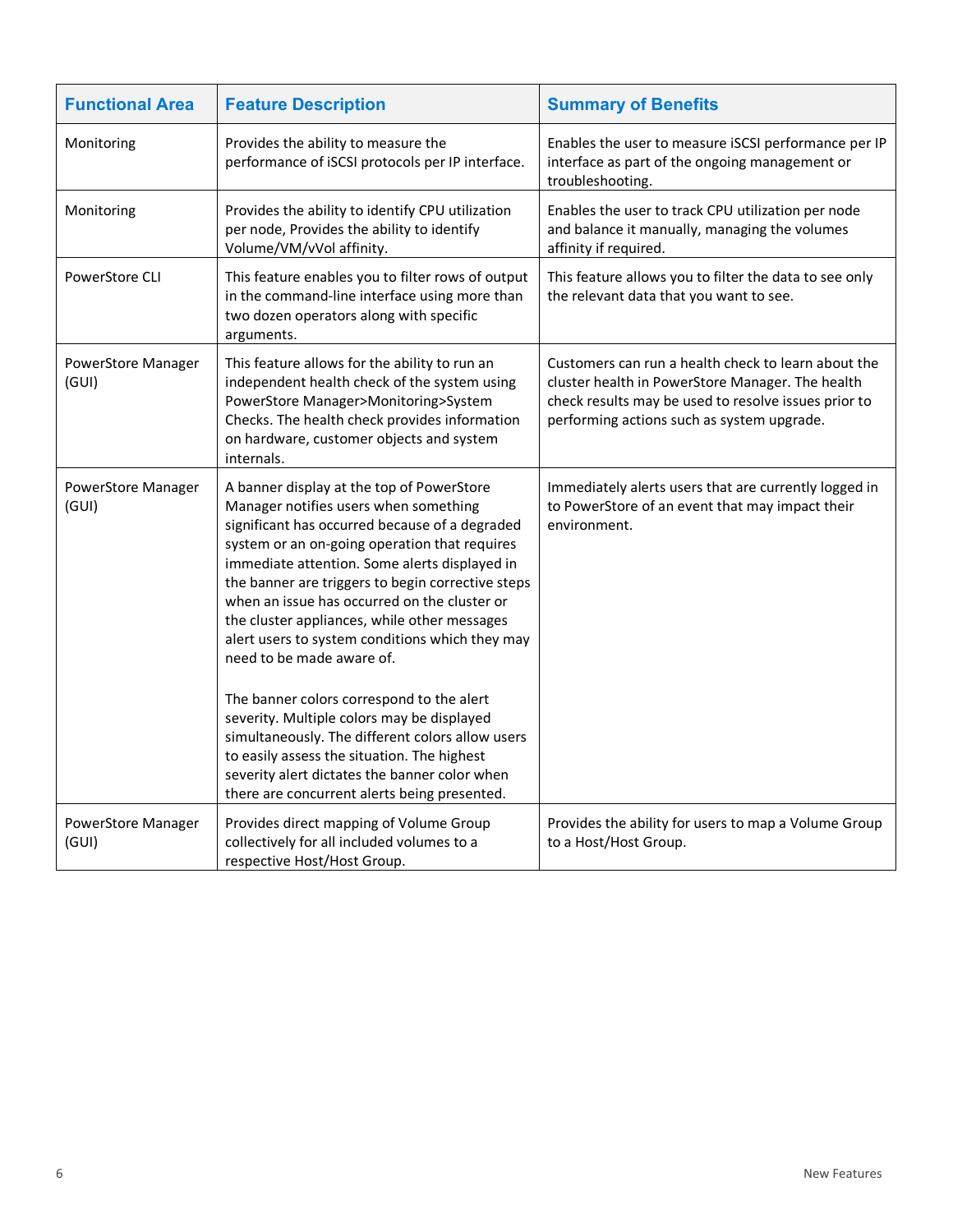| Functional Area | Feature Description | Summary of Benefits |
| --- | --- | --- |
| Monitoring | Provides the ability to measure the performance of iSCSI protocols per IP interface. | Enables the user to measure iSCSI performance per IP interface as part of the ongoing management or troubleshooting. |
| Monitoring | Provides the ability to identify CPU utilization per node, Provides the ability to identify Volume/VM/vVol affinity. | Enables the user to track CPU utilization per node and balance it manually, managing the volumes affinity if required. |
| PowerStore CLI | This feature enables you to filter rows of output in the command-line interface using more than two dozen operators along with specific arguments. | This feature allows you to filter the data to see only the relevant data that you want to see. |
| PowerStore Manager (GUI) | This feature allows for the ability to run an independent health check of the system using PowerStore Manager>Monitoring>System Checks. The health check provides information on hardware, customer objects and system internals. | Customers can run a health check to learn about the cluster health in PowerStore Manager. The health check results may be used to resolve issues prior to performing actions such as system upgrade. |
| PowerStore Manager (GUI) | A banner display at the top of PowerStore Manager notifies users when something significant has occurred because of a degraded system or an on-going operation that requires immediate attention. Some alerts displayed in the banner are triggers to begin corrective steps when an issue has occurred on the cluster or the cluster appliances, while other messages alert users to system conditions which they may need to be made aware of.<br><br>The banner colors correspond to the alert severity. Multiple colors may be displayed simultaneously. The different colors allow users to easily assess the situation. The highest severity alert dictates the banner color when there are concurrent alerts being presented. | Immediately alerts users that are currently logged in to PowerStore of an event that may impact their environment. |
| PowerStore Manager (GUI) | Provides direct mapping of Volume Group collectively for all included volumes to a respective Host/Host Group. | Provides the ability for users to map a Volume Group to a Host/Host Group. |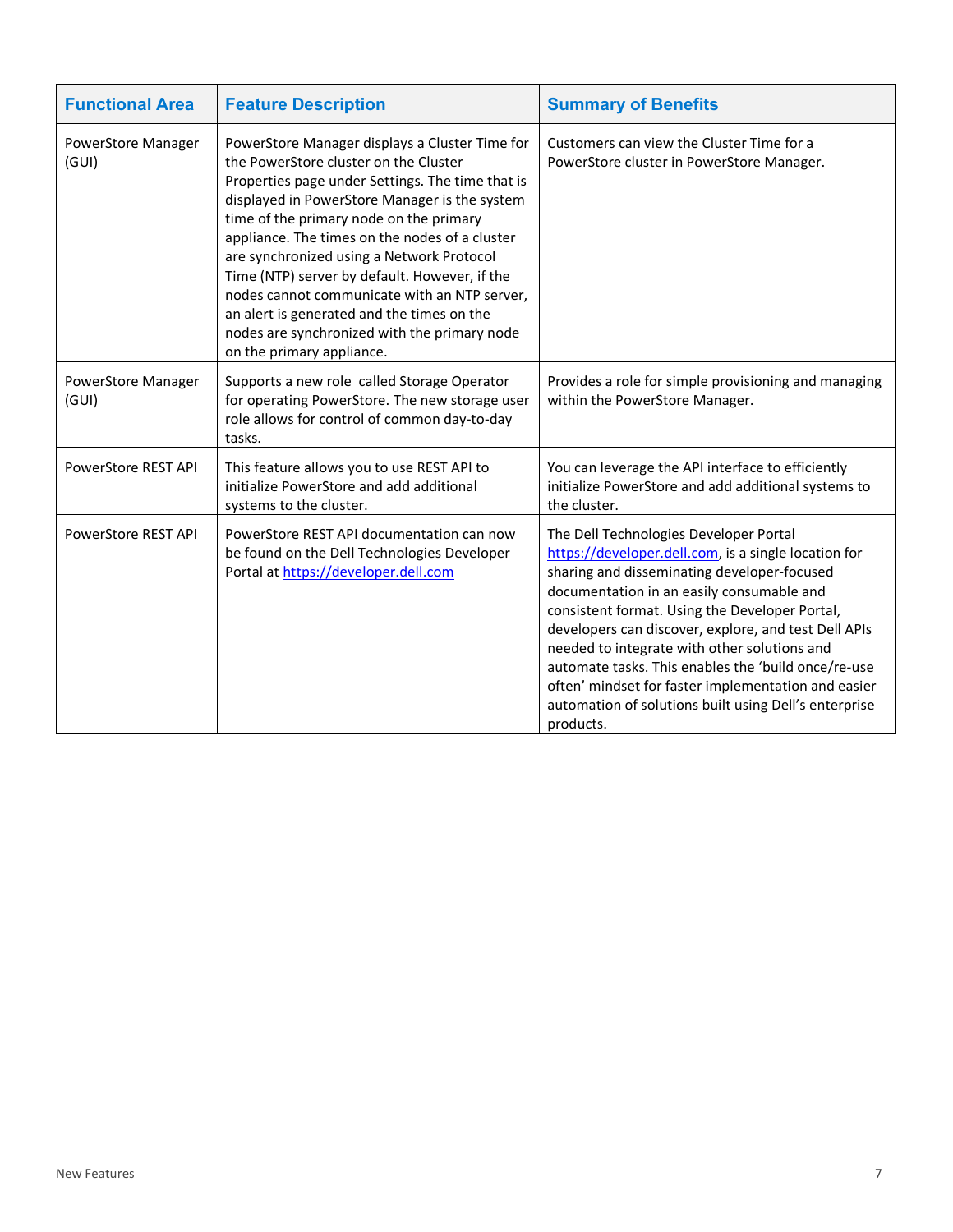| Functional Area | Feature Description | Summary of Benefits |
|---|---|---|
| PowerStore Manager (GUI) | PowerStore Manager displays a Cluster Time for the PowerStore cluster on the Cluster Properties page under Settings. The time that is displayed in PowerStore Manager is the system time of the primary node on the primary appliance. The times on the nodes of a cluster are synchronized using a Network Protocol Time (NTP) server by default. However, if the nodes cannot communicate with an NTP server, an alert is generated and the times on the nodes are synchronized with the primary node on the primary appliance. | Customers can view the Cluster Time for a PowerStore cluster in PowerStore Manager. |
| PowerStore Manager (GUI) | Supports a new role called Storage Operator for operating PowerStore. The new storage user role allows for control of common day-to-day tasks. | Provides a role for simple provisioning and managing within the PowerStore Manager. |
| PowerStore REST API | This feature allows you to use REST API to initialize PowerStore and add additional systems to the cluster. | You can leverage the API interface to efficiently initialize PowerStore and add additional systems to the cluster. |
| PowerStore REST API | PowerStore REST API documentation can now be found on the Dell Technologies Developer Portal at https://developer.dell.com | The Dell Technologies Developer Portal https://developer.dell.com, is a single location for sharing and disseminating developer-focused documentation in an easily consumable and consistent format. Using the Developer Portal, developers can discover, explore, and test Dell APIs needed to integrate with other solutions and automate tasks. This enables the 'build once/re-use often' mindset for faster implementation and easier automation of solutions built using Dell's enterprise products. |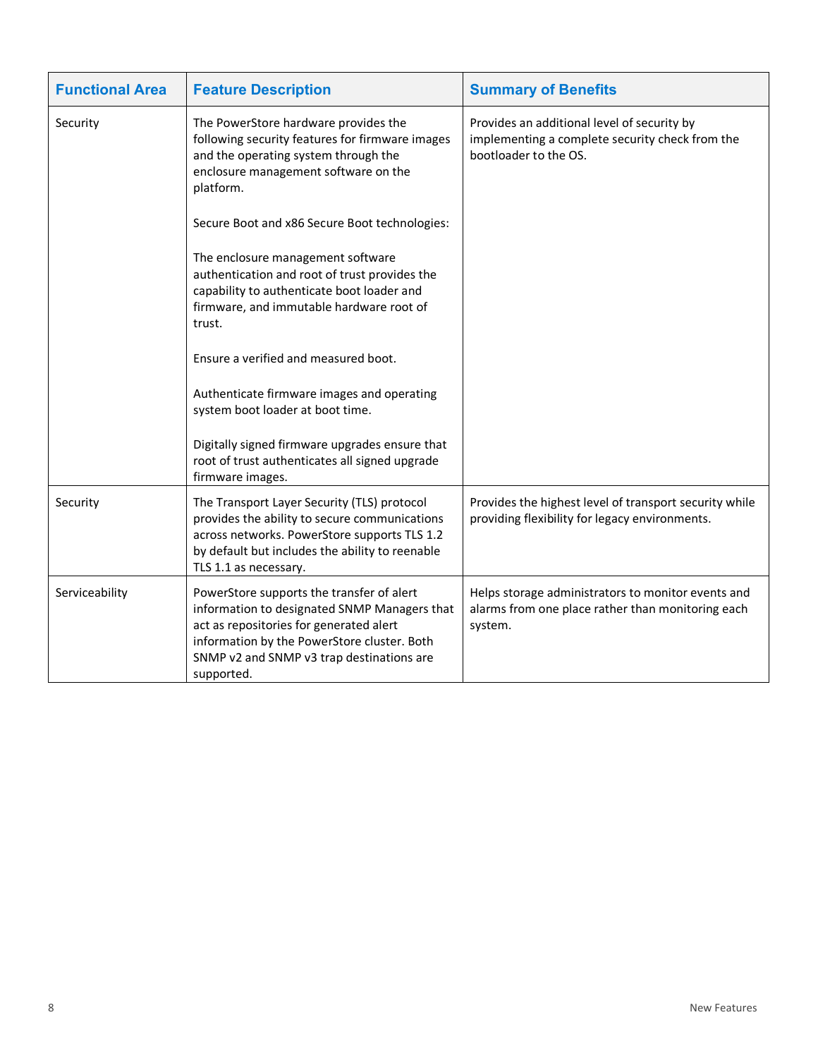| Functional Area | Feature Description | Summary of Benefits |
|---|---|---|
| Security | The PowerStore hardware provides the following security features for firmware images and the operating system through the enclosure management software on the platform.<br><br>Secure Boot and x86 Secure Boot technologies:<br><br>The enclosure management software authentication and root of trust provides the capability to authenticate boot loader and firmware, and immutable hardware root of trust.<br><br>Ensure a verified and measured boot.<br><br>Authenticate firmware images and operating system boot loader at boot time.<br><br>Digitally signed firmware upgrades ensure that root of trust authenticates all signed upgrade firmware images. | Provides an additional level of security by implementing a complete security check from the bootloader to the OS. |
| Security | The Transport Layer Security (TLS) protocol provides the ability to secure communications across networks. PowerStore supports TLS 1.2 by default but includes the ability to reenable TLS 1.1 as necessary. | Provides the highest level of transport security while providing flexibility for legacy environments. |
| Serviceability | PowerStore supports the transfer of alert information to designated SNMP Managers that act as repositories for generated alert information by the PowerStore cluster. Both SNMP v2 and SNMP v3 trap destinations are supported. | Helps storage administrators to monitor events and alarms from one place rather than monitoring each system. |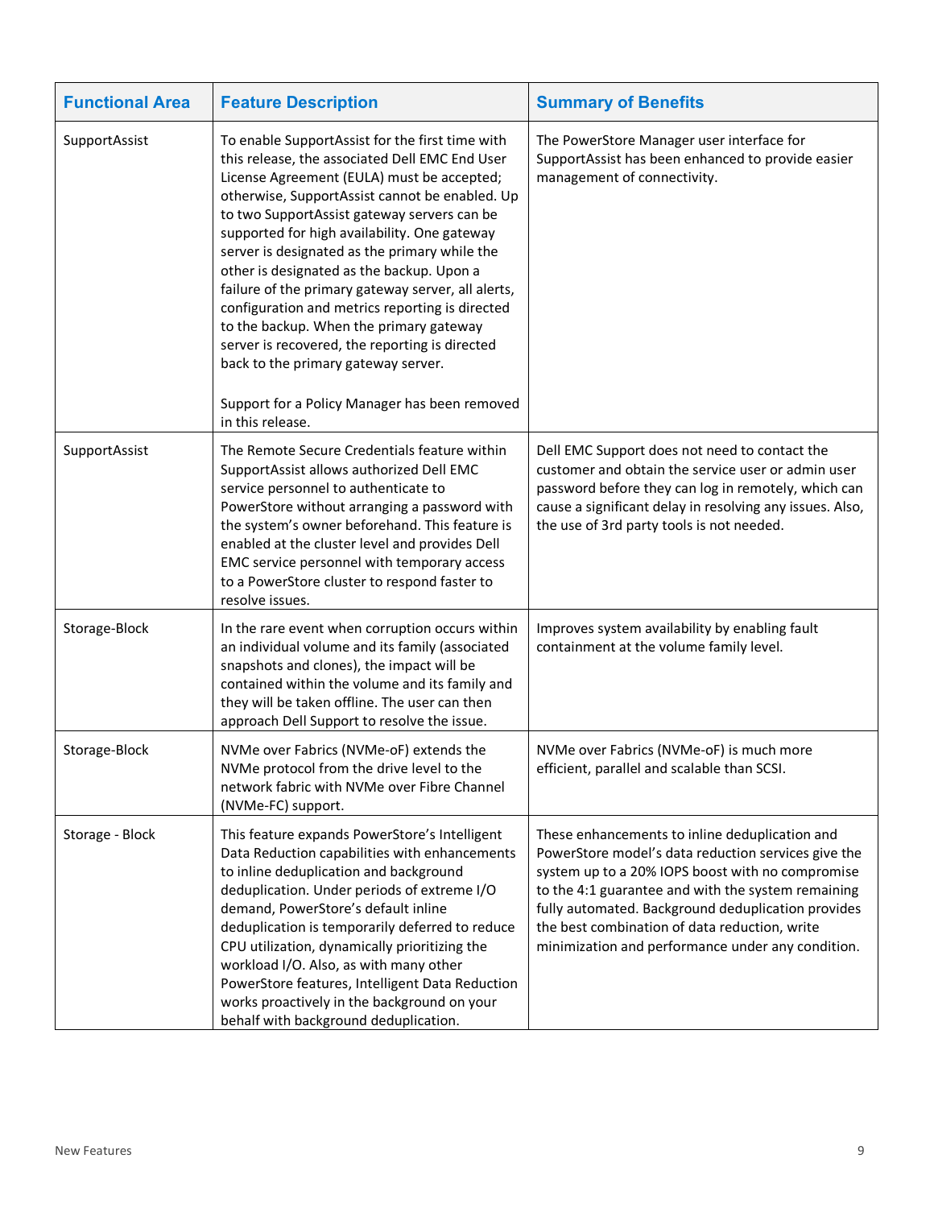| Functional Area | Feature Description | Summary of Benefits |
| --- | --- | --- |
| SupportAssist | To enable SupportAssist for the first time with this release, the associated Dell EMC End User License Agreement (EULA) must be accepted; otherwise, SupportAssist cannot be enabled. Up to two SupportAssist gateway servers can be supported for high availability. One gateway server is designated as the primary while the other is designated as the backup. Upon a failure of the primary gateway server, all alerts, configuration and metrics reporting is directed to the backup. When the primary gateway server is recovered, the reporting is directed back to the primary gateway server.<br><br>Support for a Policy Manager has been removed in this release. | The PowerStore Manager user interface for SupportAssist has been enhanced to provide easier management of connectivity. |
| SupportAssist | The Remote Secure Credentials feature within SupportAssist allows authorized Dell EMC service personnel to authenticate to PowerStore without arranging a password with the system's owner beforehand. This feature is enabled at the cluster level and provides Dell EMC service personnel with temporary access to a PowerStore cluster to respond faster to resolve issues. | Dell EMC Support does not need to contact the customer and obtain the service user or admin user password before they can log in remotely, which can cause a significant delay in resolving any issues. Also, the use of 3rd party tools is not needed. |
| Storage-Block | In the rare event when corruption occurs within an individual volume and its family (associated snapshots and clones), the impact will be contained within the volume and its family and they will be taken offline. The user can then approach Dell Support to resolve the issue. | Improves system availability by enabling fault containment at the volume family level. |
| Storage-Block | NVMe over Fabrics (NVMe-oF) extends the NVMe protocol from the drive level to the network fabric with NVMe over Fibre Channel (NVMe-FC) support. | NVMe over Fabrics (NVMe-oF) is much more efficient, parallel and scalable than SCSI. |
| Storage - Block | This feature expands PowerStore's Intelligent Data Reduction capabilities with enhancements to inline deduplication and background deduplication. Under periods of extreme I/O demand, PowerStore's default inline deduplication is temporarily deferred to reduce CPU utilization, dynamically prioritizing the workload I/O. Also, as with many other PowerStore features, Intelligent Data Reduction works proactively in the background on your behalf with background deduplication. | These enhancements to inline deduplication and PowerStore model's data reduction services give the system up to a 20% IOPS boost with no compromise to the 4:1 guarantee and with the system remaining fully automated. Background deduplication provides the best combination of data reduction, write minimization and performance under any condition. |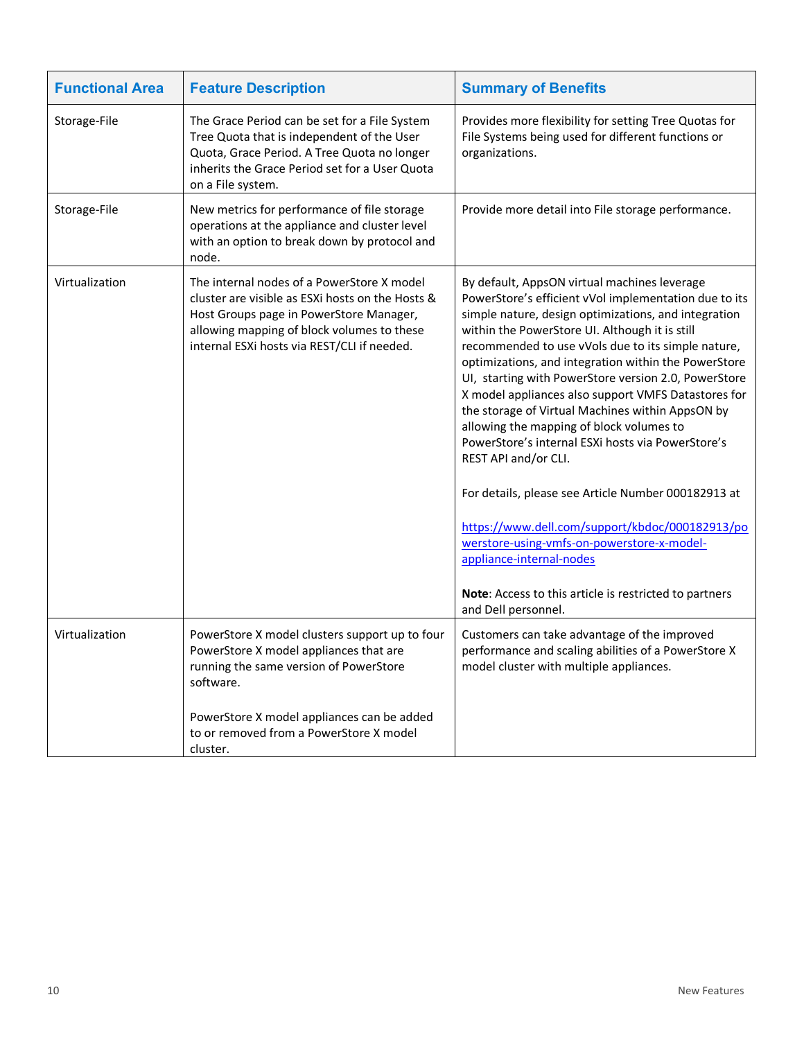| Functional Area | Feature Description | Summary of Benefits |
|---|---|---|
| Storage-File | The Grace Period can be set for a File System Tree Quota that is independent of the User Quota, Grace Period. A Tree Quota no longer inherits the Grace Period set for a User Quota on a File system. | Provides more flexibility for setting Tree Quotas for File Systems being used for different functions or organizations. |
| Storage-File | New metrics for performance of file storage operations at the appliance and cluster level with an option to break down by protocol and node. | Provide more detail into File storage performance. |
| Virtualization | The internal nodes of a PowerStore X model cluster are visible as ESXi hosts on the Hosts & Host Groups page in PowerStore Manager, allowing mapping of block volumes to these internal ESXi hosts via REST/CLI if needed. | By default, AppsON virtual machines leverage PowerStore's efficient vVol implementation due to its simple nature, design optimizations, and integration within the PowerStore UI. Although it is still recommended to use vVols due to its simple nature, optimizations, and integration within the PowerStore UI, starting with PowerStore version 2.0, PowerStore X model appliances also support VMFS Datastores for the storage of Virtual Machines within AppsON by allowing the mapping of block volumes to PowerStore's internal ESXi hosts via PowerStore's REST API and/or CLI.<br><br>For details, please see Article Number 000182913 at<br><br>[https://www.dell.com/support/kbdoc/000182913/powerstore-using-vmfs-on-powerstore-x-model-appliance-internal-nodes](https://www.dell.com/support/kbdoc/000182913/powerstore-using-vmfs-on-powerstore-x-model-appliance-internal-nodes)<br><br>**Note**: Access to this article is restricted to partners and Dell personnel. |
| Virtualization | PowerStore X model clusters support up to four PowerStore X model appliances that are running the same version of PowerStore software.<br><br>PowerStore X model appliances can be added to or removed from a PowerStore X model cluster. | Customers can take advantage of the improved performance and scaling abilities of a PowerStore X model cluster with multiple appliances. |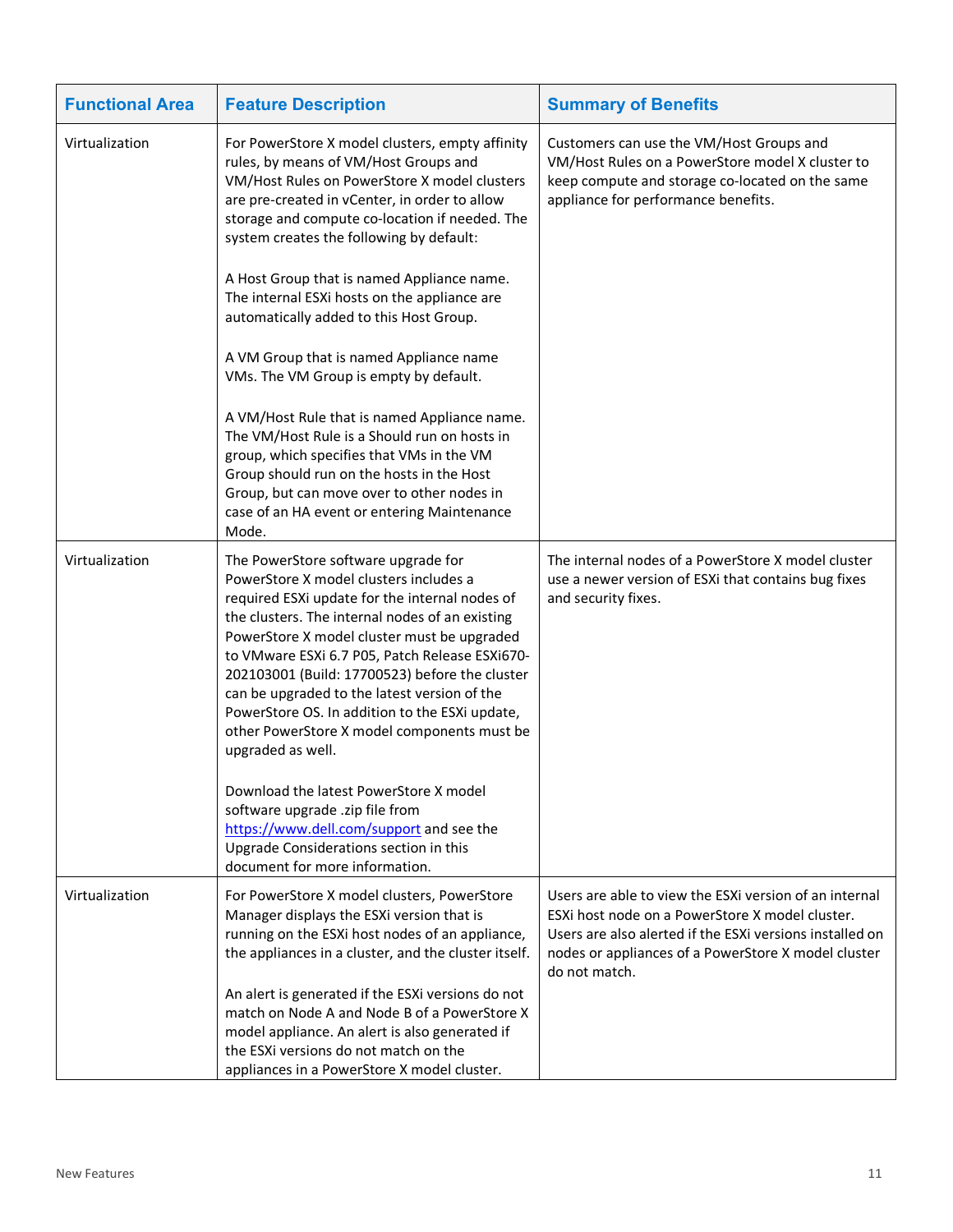| Functional Area | Feature Description | Summary of Benefits |
|---|---|---|
| Virtualization | For PowerStore X model clusters, empty affinity rules, by means of VM/Host Groups and VM/Host Rules on PowerStore X model clusters are pre-created in vCenter, in order to allow storage and compute co-location if needed. The system creates the following by default:<br><br>A Host Group that is named Appliance name. The internal ESXi hosts on the appliance are automatically added to this Host Group.<br><br>A VM Group that is named Appliance name VMs. The VM Group is empty by default.<br><br>A VM/Host Rule that is named Appliance name. The VM/Host Rule is a Should run on hosts in group, which specifies that VMs in the VM Group should run on the hosts in the Host Group, but can move over to other nodes in case of an HA event or entering Maintenance Mode. | Customers can use the VM/Host Groups and VM/Host Rules on a PowerStore model X cluster to keep compute and storage co-located on the same appliance for performance benefits. |
| Virtualization | The PowerStore software upgrade for PowerStore X model clusters includes a required ESXi update for the internal nodes of the clusters. The internal nodes of an existing PowerStore X model cluster must be upgraded to VMware ESXi 6.7 P05, Patch Release ESXi670-202103001 (Build: 17700523) before the cluster can be upgraded to the latest version of the PowerStore OS. In addition to the ESXi update, other PowerStore X model components must be upgraded as well.<br><br>Download the latest PowerStore X model software upgrade .zip file from [https://www.dell.com/support](https://www.dell.com/support) and see the Upgrade Considerations section in this document for more information. | The internal nodes of a PowerStore X model cluster use a newer version of ESXi that contains bug fixes and security fixes. |
| Virtualization | For PowerStore X model clusters, PowerStore Manager displays the ESXi version that is running on the ESXi host nodes of an appliance, the appliances in a cluster, and the cluster itself.<br><br>An alert is generated if the ESXi versions do not match on Node A and Node B of a PowerStore X model appliance. An alert is also generated if the ESXi versions do not match on the appliances in a PowerStore X model cluster. | Users are able to view the ESXi version of an internal ESXi host node on a PowerStore X model cluster. Users are also alerted if the ESXi versions installed on nodes or appliances of a PowerStore X model cluster do not match. |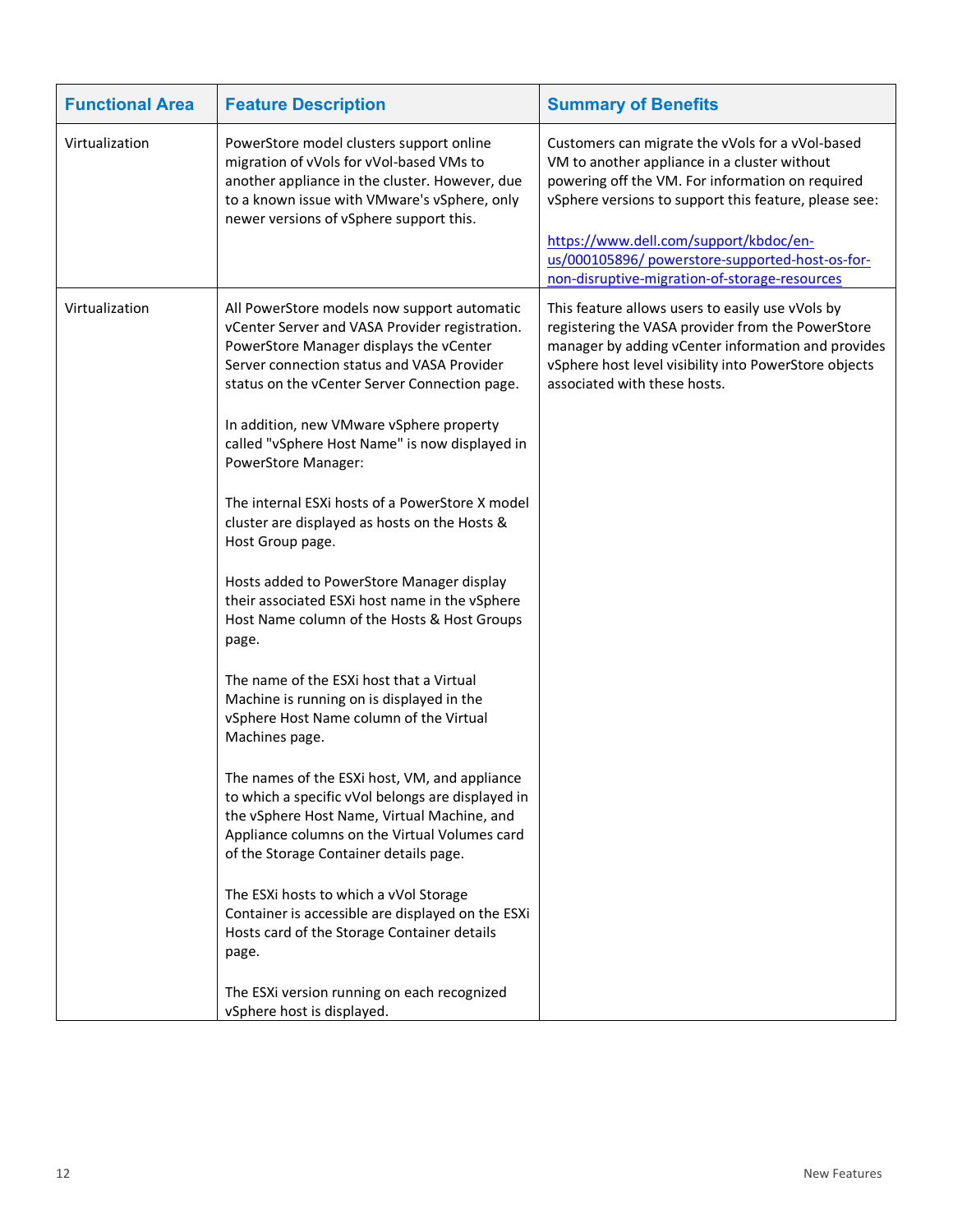| Functional Area | Feature Description | Summary of Benefits |
| --- | --- | --- |
| Virtualization | PowerStore model clusters support online migration of vVols for vVol-based VMs to another appliance in the cluster. However, due to a known issue with VMware's vSphere, only newer versions of vSphere support this. | Customers can migrate the vVols for a vVol-based VM to another appliance in a cluster without powering off the VM. For information on required vSphere versions to support this feature, please see:<br><br>https://www.dell.com/support/kbdoc/en-us/000105896/ powerstore-supported-host-os-for-non-disruptive-migration-of-storage-resources |
| Virtualization | All PowerStore models now support automatic vCenter Server and VASA Provider registration. PowerStore Manager displays the vCenter Server connection status and VASA Provider status on the vCenter Server Connection page.<br><br>In addition, new VMware vSphere property called "vSphere Host Name" is now displayed in PowerStore Manager:<br><br>The internal ESXi hosts of a PowerStore X model cluster are displayed as hosts on the Hosts & Host Group page.<br><br>Hosts added to PowerStore Manager display their associated ESXi host name in the vSphere Host Name column of the Hosts & Host Groups page.<br><br>The name of the ESXi host that a Virtual Machine is running on is displayed in the vSphere Host Name column of the Virtual Machines page.<br><br>The names of the ESXi host, VM, and appliance to which a specific vVol belongs are displayed in the vSphere Host Name, Virtual Machine, and Appliance columns on the Virtual Volumes card of the Storage Container details page.<br><br>The ESXi hosts to which a vVol Storage Container is accessible are displayed on the ESXi Hosts card of the Storage Container details page.<br><br>The ESXi version running on each recognized vSphere host is displayed. | This feature allows users to easily use vVols by registering the VASA provider from the PowerStore manager by adding vCenter information and provides vSphere host level visibility into PowerStore objects associated with these hosts. |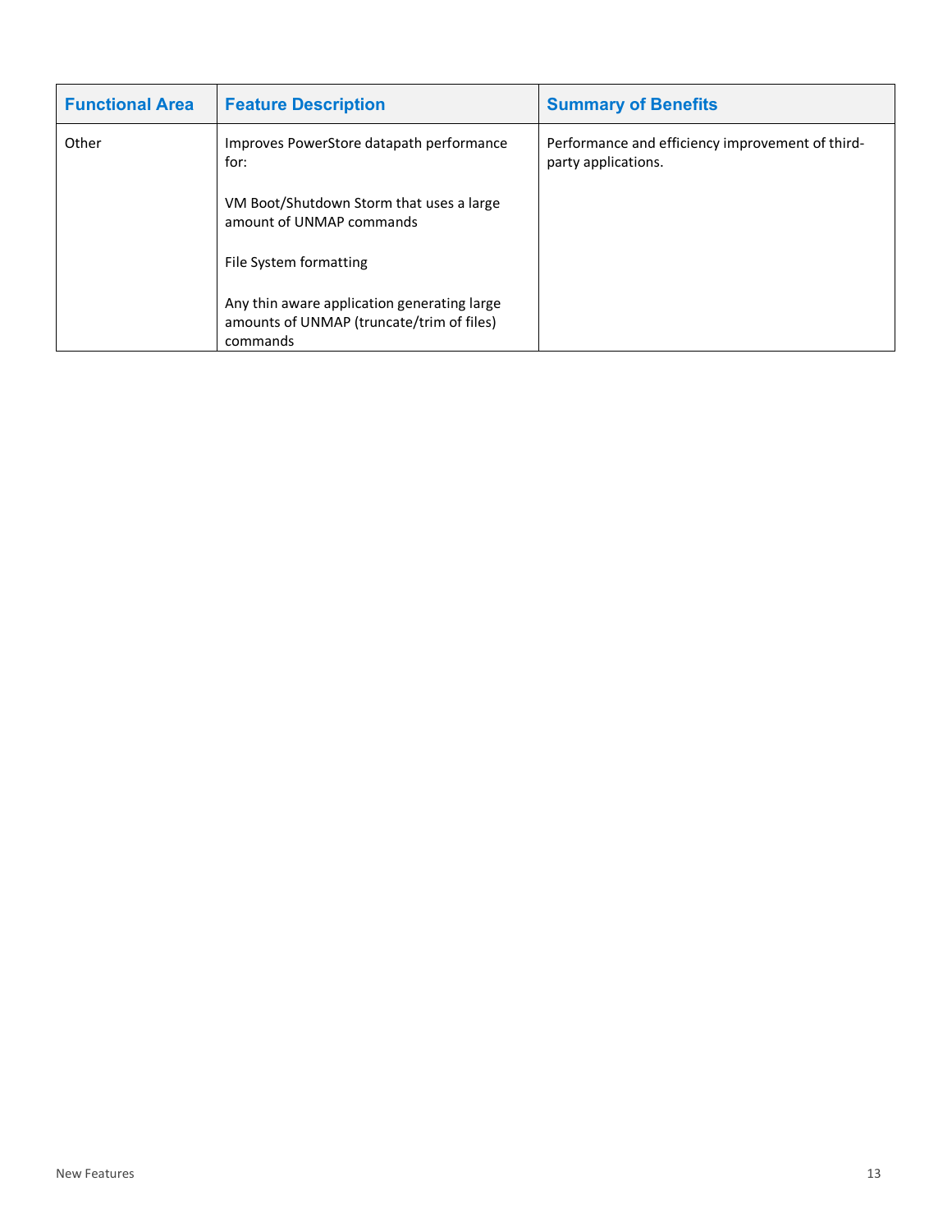| Functional Area | Feature Description | Summary of Benefits |
|---|---|---|
| Other | Improves PowerStore datapath performance for:<br><br>VM Boot/Shutdown Storm that uses a large amount of UNMAP commands<br><br>File System formatting<br><br>Any thin aware application generating large amounts of UNMAP (truncate/trim of files) commands | Performance and efficiency improvement of third-party applications. |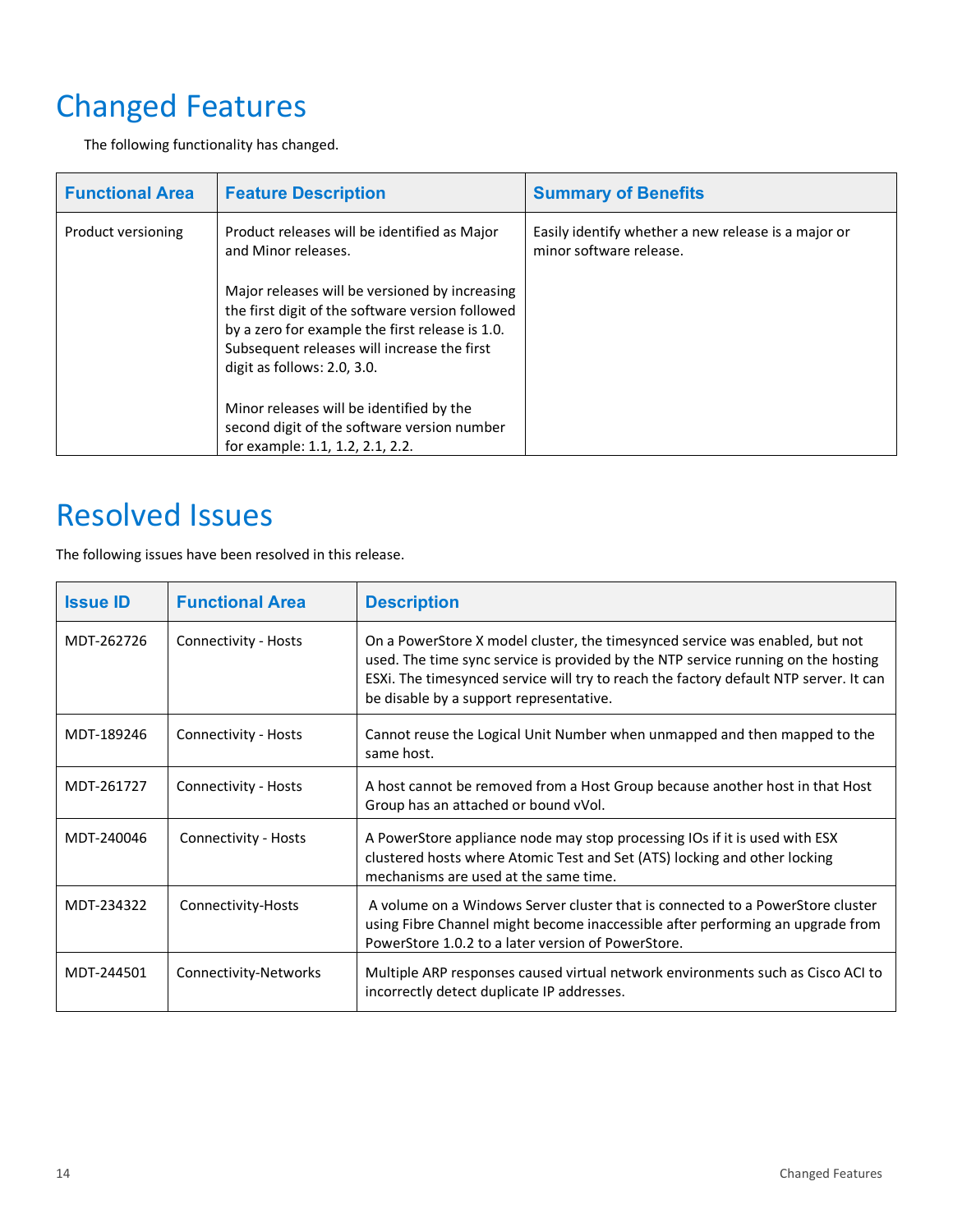# Changed Features

The following functionality has changed.

| Functional Area | Feature Description | Summary of Benefits |
| --- | --- | --- |
| Product versioning | Product releases will be identified as Major and Minor releases.<br><br>Major releases will be versioned by increasing the first digit of the software version followed by a zero for example the first release is 1.0. Subsequent releases will increase the first digit as follows: 2.0, 3.0.<br><br>Minor releases will be identified by the second digit of the software version number for example: 1.1, 1.2, 2.1, 2.2. | Easily identify whether a new release is a major or minor software release. |

# Resolved Issues

The following issues have been resolved in this release.

| Issue ID | Functional Area | Description |
| --- | --- | --- |
| MDT-262726 | Connectivity - Hosts | On a PowerStore X model cluster, the timesynced service was enabled, but not used. The time sync service is provided by the NTP service running on the hosting ESXi. The timesynced service will try to reach the factory default NTP server. It can be disable by a support representative. |
| MDT-189246 | Connectivity - Hosts | Cannot reuse the Logical Unit Number when unmapped and then mapped to the same host. |
| MDT-261727 | Connectivity - Hosts | A host cannot be removed from a Host Group because another host in that Host Group has an attached or bound vVol. |
| MDT-240046 | Connectivity - Hosts | A PowerStore appliance node may stop processing IOs if it is used with ESX clustered hosts where Atomic Test and Set (ATS) locking and other locking mechanisms are used at the same time. |
| MDT-234322 | Connectivity-Hosts | A volume on a Windows Server cluster that is connected to a PowerStore cluster using Fibre Channel might become inaccessible after performing an upgrade from PowerStore 1.0.2 to a later version of PowerStore. |
| MDT-244501 | Connectivity-Networks | Multiple ARP responses caused virtual network environments such as Cisco ACI to incorrectly detect duplicate IP addresses. |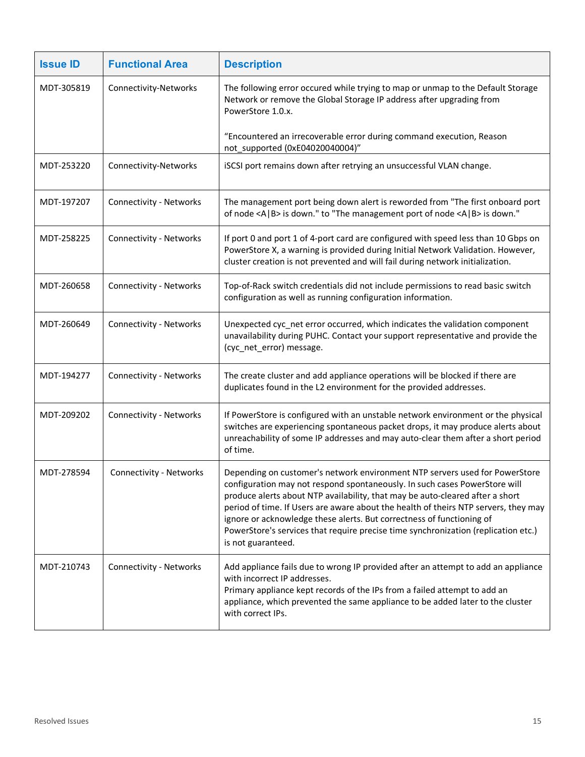| Issue ID | Functional Area | Description |
|---|---|---|
| MDT-305819 | Connectivity-Networks | The following error occured while trying to map or unmap to the Default Storage Network or remove the Global Storage IP address after upgrading from PowerStore 1.0.x.<br><br>“Encountered an irrecoverable error during command execution, Reason not_supported (0xE04020040004)” |
| MDT-253220 | Connectivity-Networks | iSCSI port remains down after retrying an unsuccessful VLAN change. |
| MDT-197207 | Connectivity - Networks | The management port being down alert is reworded from "The first onboard port of node <A\|B> is down." to "The management port of node <A\|B> is down." |
| MDT-258225 | Connectivity - Networks | If port 0 and port 1 of 4-port card are configured with speed less than 10 Gbps on PowerStore X, a warning is provided during Initial Network Validation. However, cluster creation is not prevented and will fail during network initialization. |
| MDT-260658 | Connectivity - Networks | Top-of-Rack switch credentials did not include permissions to read basic switch configuration as well as running configuration information. |
| MDT-260649 | Connectivity - Networks | Unexpected cyc_net error occurred, which indicates the validation component unavailability during PUHC. Contact your support representative and provide the (cyc_net_error) message. |
| MDT-194277 | Connectivity - Networks | The create cluster and add appliance operations will be blocked if there are duplicates found in the L2 environment for the provided addresses. |
| MDT-209202 | Connectivity - Networks | If PowerStore is configured with an unstable network environment or the physical switches are experiencing spontaneous packet drops, it may produce alerts about unreachability of some IP addresses and may auto-clear them after a short period of time. |
| MDT-278594 | Connectivity - Networks | Depending on customer's network environment NTP servers used for PowerStore configuration may not respond spontaneously. In such cases PowerStore will produce alerts about NTP availability, that may be auto-cleared after a short period of time. If Users are aware about the health of theirs NTP servers, they may ignore or acknowledge these alerts. But correctness of functioning of PowerStore's services that require precise time synchronization (replication etc.) is not guaranteed. |
| MDT-210743 | Connectivity - Networks | Add appliance fails due to wrong IP provided after an attempt to add an appliance with incorrect IP addresses.<br>Primary appliance kept records of the IPs from a failed attempt to add an appliance, which prevented the same appliance to be added later to the cluster with correct IPs. |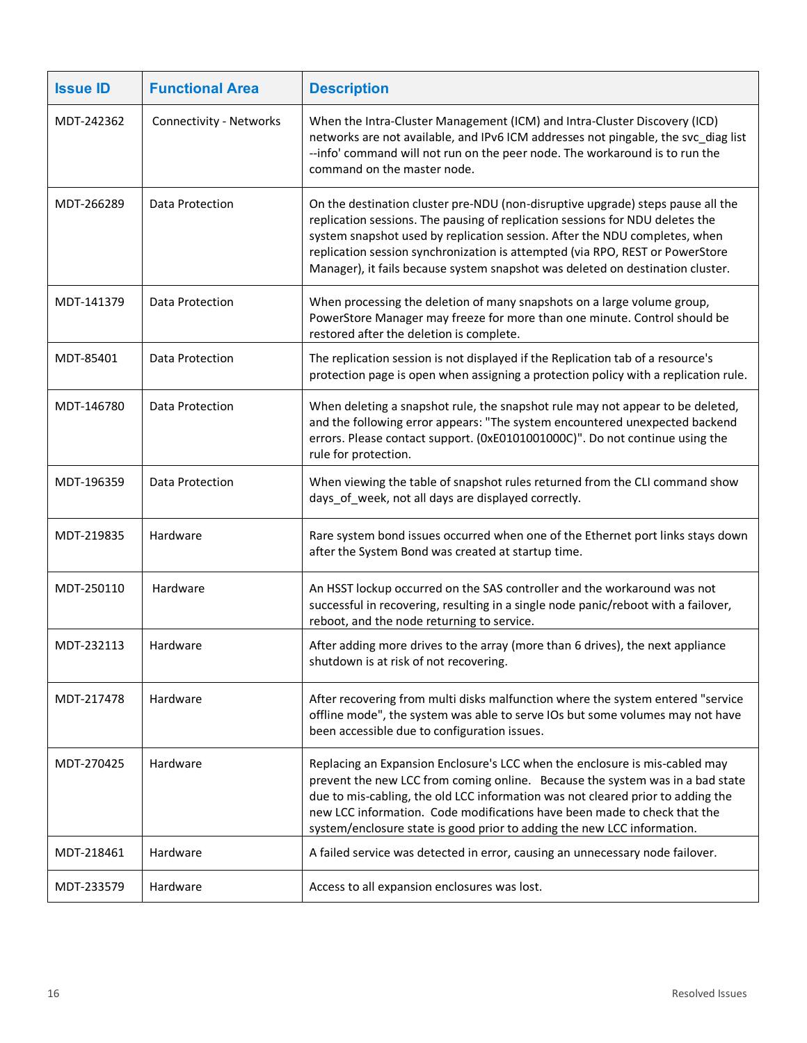| Issue ID | Functional Area | Description |
| --- | --- | --- |
| MDT-242362 | Connectivity - Networks | When the Intra-Cluster Management (ICM) and Intra-Cluster Discovery (ICD) networks are not available, and IPv6 ICM addresses not pingable, the svc_diag list --info' command will not run on the peer node. The workaround is to run the command on the master node. |
| MDT-266289 | Data Protection | On the destination cluster pre-NDU (non-disruptive upgrade) steps pause all the replication sessions. The pausing of replication sessions for NDU deletes the system snapshot used by replication session. After the NDU completes, when replication session synchronization is attempted (via RPO, REST or PowerStore Manager), it fails because system snapshot was deleted on destination cluster. |
| MDT-141379 | Data Protection | When processing the deletion of many snapshots on a large volume group, PowerStore Manager may freeze for more than one minute. Control should be restored after the deletion is complete. |
| MDT-85401 | Data Protection | The replication session is not displayed if the Replication tab of a resource's protection page is open when assigning a protection policy with a replication rule. |
| MDT-146780 | Data Protection | When deleting a snapshot rule, the snapshot rule may not appear to be deleted, and the following error appears: "The system encountered unexpected backend errors. Please contact support. (0xE0101001000C)". Do not continue using the rule for protection. |
| MDT-196359 | Data Protection | When viewing the table of snapshot rules returned from the CLI command show days_of_week, not all days are displayed correctly. |
| MDT-219835 | Hardware | Rare system bond issues occurred when one of the Ethernet port links stays down after the System Bond was created at startup time. |
| MDT-250110 | Hardware | An HSST lockup occurred on the SAS controller and the workaround was not successful in recovering, resulting in a single node panic/reboot with a failover, reboot, and the node returning to service. |
| MDT-232113 | Hardware | After adding more drives to the array (more than 6 drives), the next appliance shutdown is at risk of not recovering. |
| MDT-217478 | Hardware | After recovering from multi disks malfunction where the system entered "service offline mode", the system was able to serve IOs but some volumes may not have been accessible due to configuration issues. |
| MDT-270425 | Hardware | Replacing an Expansion Enclosure's LCC when the enclosure is mis-cabled may prevent the new LCC from coming online. Because the system was in a bad state due to mis-cabling, the old LCC information was not cleared prior to adding the new LCC information. Code modifications have been made to check that the system/enclosure state is good prior to adding the new LCC information. |
| MDT-218461 | Hardware | A failed service was detected in error, causing an unnecessary node failover. |
| MDT-233579 | Hardware | Access to all expansion enclosures was lost. |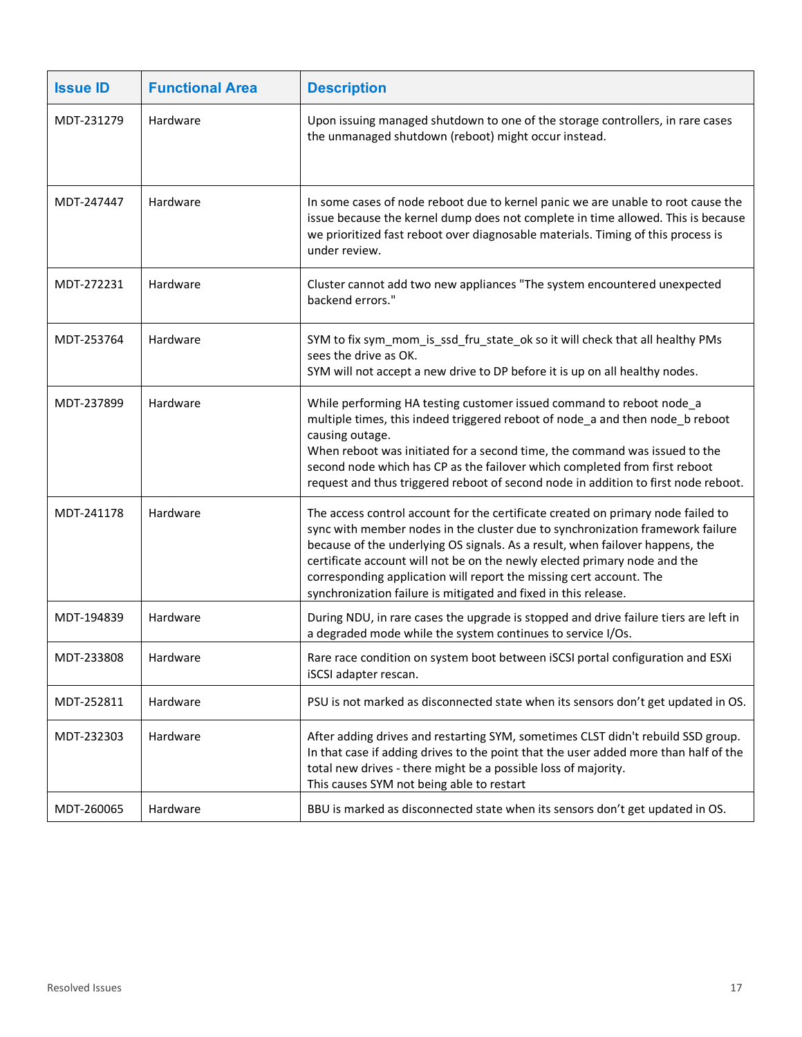| Issue ID | Functional Area | Description |
|---|---|---|
| MDT-231279 | Hardware | Upon issuing managed shutdown to one of the storage controllers, in rare cases the unmanaged shutdown (reboot) might occur instead. |
| MDT-247447 | Hardware | In some cases of node reboot due to kernel panic we are unable to root cause the issue because the kernel dump does not complete in time allowed. This is because we prioritized fast reboot over diagnosable materials. Timing of this process is under review. |
| MDT-272231 | Hardware | Cluster cannot add two new appliances "The system encountered unexpected backend errors." |
| MDT-253764 | Hardware | SYM to fix sym_mom_is_ssd_fru_state_ok so it will check that all healthy PMs sees the drive as OK.<br>SYM will not accept a new drive to DP before it is up on all healthy nodes. |
| MDT-237899 | Hardware | While performing HA testing customer issued command to reboot node_a multiple times, this indeed triggered reboot of node_a and then node_b reboot causing outage.<br>When reboot was initiated for a second time, the command was issued to the second node which has CP as the failover which completed from first reboot request and thus triggered reboot of second node in addition to first node reboot. |
| MDT-241178 | Hardware | The access control account for the certificate created on primary node failed to sync with member nodes in the cluster due to synchronization framework failure because of the underlying OS signals. As a result, when failover happens, the certificate account will not be on the newly elected primary node and the corresponding application will report the missing cert account. The synchronization failure is mitigated and fixed in this release. |
| MDT-194839 | Hardware | During NDU, in rare cases the upgrade is stopped and drive failure tiers are left in a degraded mode while the system continues to service I/Os. |
| MDT-233808 | Hardware | Rare race condition on system boot between iSCSI portal configuration and ESXi iSCSI adapter rescan. |
| MDT-252811 | Hardware | PSU is not marked as disconnected state when its sensors don't get updated in OS. |
| MDT-232303 | Hardware | After adding drives and restarting SYM, sometimes CLST didn't rebuild SSD group. In that case if adding drives to the point that the user added more than half of the total new drives - there might be a possible loss of majority.<br>This causes SYM not being able to restart |
| MDT-260065 | Hardware | BBU is marked as disconnected state when its sensors don't get updated in OS. |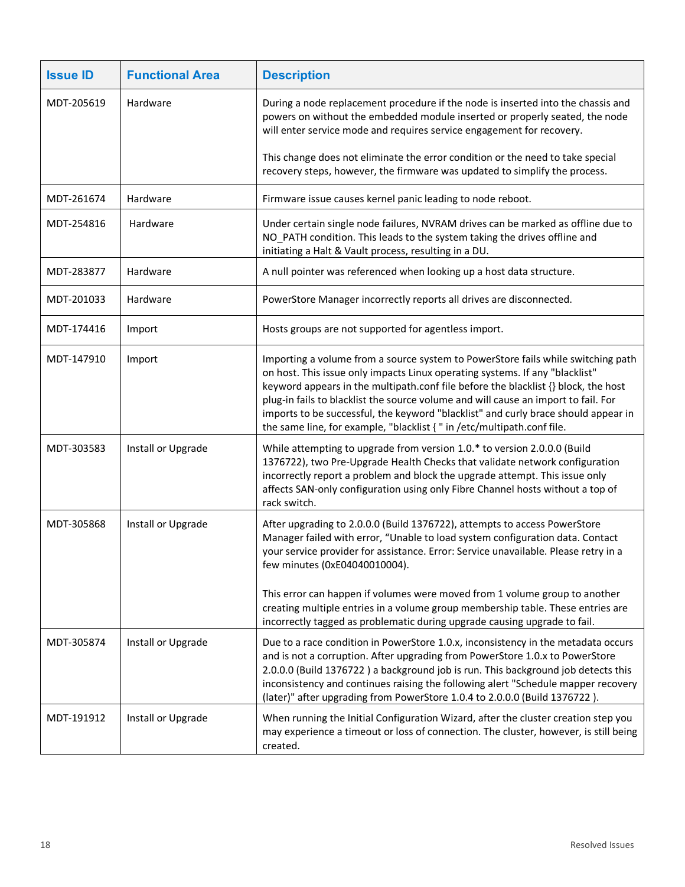| Issue ID | Functional Area | Description |
|---|---|---|
| MDT-205619 | Hardware | During a node replacement procedure if the node is inserted into the chassis and powers on without the embedded module inserted or properly seated, the node will enter service mode and requires service engagement for recovery.<br><br>This change does not eliminate the error condition or the need to take special recovery steps, however, the firmware was updated to simplify the process. |
| MDT-261674 | Hardware | Firmware issue causes kernel panic leading to node reboot. |
| MDT-254816 | Hardware | Under certain single node failures, NVRAM drives can be marked as offline due to NO_PATH condition. This leads to the system taking the drives offline and initiating a Halt & Vault process, resulting in a DU. |
| MDT-283877 | Hardware | A null pointer was referenced when looking up a host data structure. |
| MDT-201033 | Hardware | PowerStore Manager incorrectly reports all drives are disconnected. |
| MDT-174416 | Import | Hosts groups are not supported for agentless import. |
| MDT-147910 | Import | Importing a volume from a source system to PowerStore fails while switching path on host. This issue only impacts Linux operating systems. If any "blacklist" keyword appears in the multipath.conf file before the blacklist {} block, the host plug-in fails to blacklist the source volume and will cause an import to fail. For imports to be successful, the keyword "blacklist" and curly brace should appear in the same line, for example, "blacklist { " in /etc/multipath.conf file. |
| MDT-303583 | Install or Upgrade | While attempting to upgrade from version 1.0.* to version 2.0.0.0 (Build 1376722), two Pre-Upgrade Health Checks that validate network configuration incorrectly report a problem and block the upgrade attempt. This issue only affects SAN-only configuration using only Fibre Channel hosts without a top of rack switch. |
| MDT-305868 | Install or Upgrade | After upgrading to 2.0.0.0 (Build 1376722), attempts to access PowerStore Manager failed with error, "Unable to load system configuration data. Contact your service provider for assistance. Error: Service unavailable. Please retry in a few minutes (0xE04040010004).<br><br>This error can happen if volumes were moved from 1 volume group to another creating multiple entries in a volume group membership table. These entries are incorrectly tagged as problematic during upgrade causing upgrade to fail. |
| MDT-305874 | Install or Upgrade | Due to a race condition in PowerStore 1.0.x, inconsistency in the metadata occurs and is not a corruption. After upgrading from PowerStore 1.0.x to PowerStore 2.0.0.0 (Build 1376722 ) a background job is run. This background job detects this inconsistency and continues raising the following alert "Schedule mapper recovery (later)" after upgrading from PowerStore 1.0.4 to 2.0.0.0 (Build 1376722 ). |
| MDT-191912 | Install or Upgrade | When running the Initial Configuration Wizard, after the cluster creation step you may experience a timeout or loss of connection. The cluster, however, is still being created. |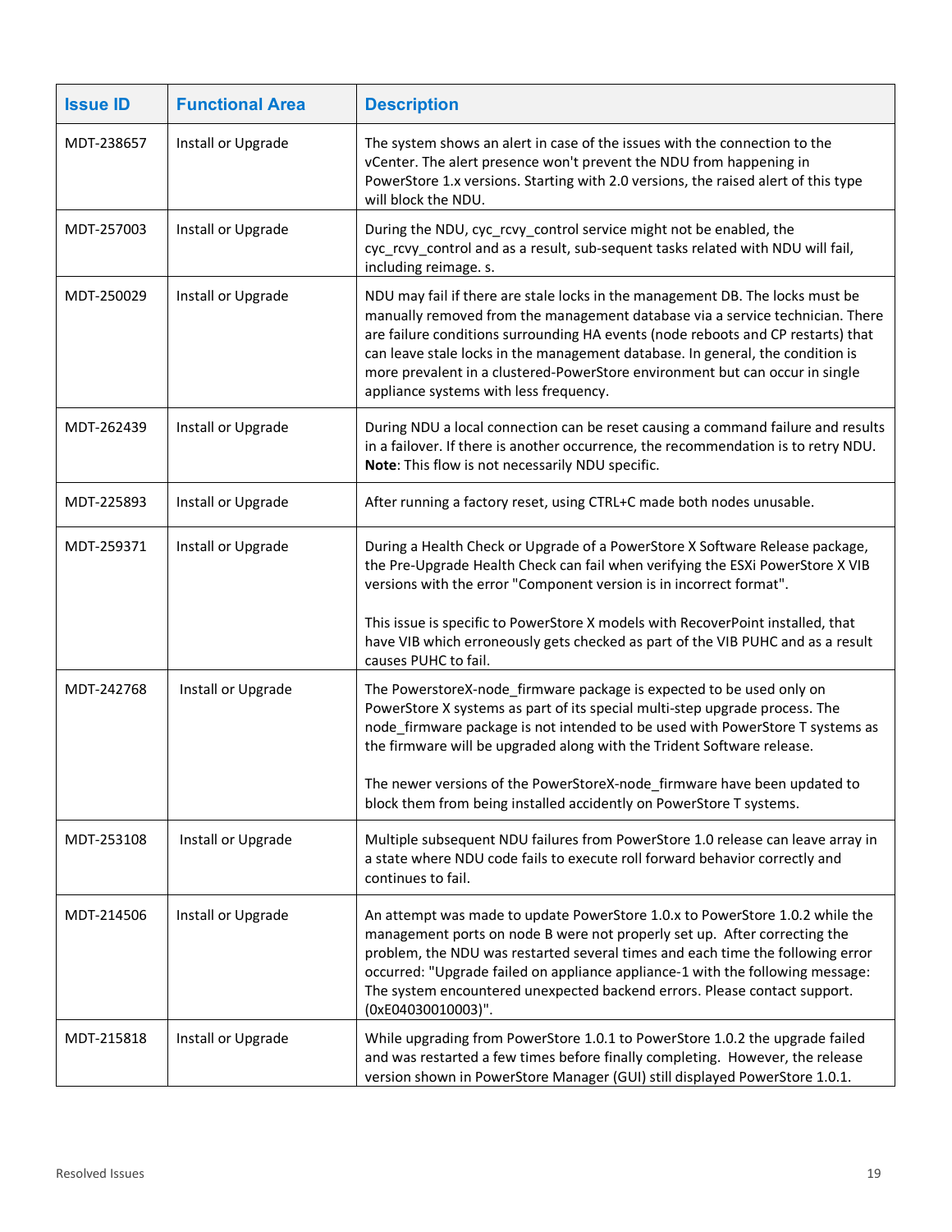| Issue ID | Functional Area | Description |
| --- | --- | --- |
| MDT-238657 | Install or Upgrade | The system shows an alert in case of the issues with the connection to the vCenter. The alert presence won't prevent the NDU from happening in PowerStore 1.x versions. Starting with 2.0 versions, the raised alert of this type will block the NDU. |
| MDT-257003 | Install or Upgrade | During the NDU, cyc_rcvy_control service might not be enabled, the cyc_rcvy_control and as a result, sub-sequent tasks related with NDU will fail, including reimage. s. |
| MDT-250029 | Install or Upgrade | NDU may fail if there are stale locks in the management DB. The locks must be manually removed from the management database via a service technician. There are failure conditions surrounding HA events (node reboots and CP restarts) that can leave stale locks in the management database. In general, the condition is more prevalent in a clustered-PowerStore environment but can occur in single appliance systems with less frequency. |
| MDT-262439 | Install or Upgrade | During NDU a local connection can be reset causing a command failure and results in a failover. If there is another occurrence, the recommendation is to retry NDU. **Note**: This flow is not necessarily NDU specific. |
| MDT-225893 | Install or Upgrade | After running a factory reset, using CTRL+C made both nodes unusable. |
| MDT-259371 | Install or Upgrade | During a Health Check or Upgrade of a PowerStore X Software Release package, the Pre-Upgrade Health Check can fail when verifying the ESXi PowerStore X VIB versions with the error "Component version is in incorrect format".<br><br>This issue is specific to PowerStore X models with RecoverPoint installed, that have VIB which erroneously gets checked as part of the VIB PUHC and as a result causes PUHC to fail. |
| MDT-242768 | Install or Upgrade | The PowerstoreX-node_firmware package is expected to be used only on PowerStore X systems as part of its special multi-step upgrade process. The node_firmware package is not intended to be used with PowerStore T systems as the firmware will be upgraded along with the Trident Software release.<br><br>The newer versions of the PowerStoreX-node_firmware have been updated to block them from being installed accidently on PowerStore T systems. |
| MDT-253108 | Install or Upgrade | Multiple subsequent NDU failures from PowerStore 1.0 release can leave array in a state where NDU code fails to execute roll forward behavior correctly and continues to fail. |
| MDT-214506 | Install or Upgrade | An attempt was made to update PowerStore 1.0.x to PowerStore 1.0.2 while the management ports on node B were not properly set up. After correcting the problem, the NDU was restarted several times and each time the following error occurred: "Upgrade failed on appliance appliance-1 with the following message: The system encountered unexpected backend errors. Please contact support. (0xE04030010003)". |
| MDT-215818 | Install or Upgrade | While upgrading from PowerStore 1.0.1 to PowerStore 1.0.2 the upgrade failed and was restarted a few times before finally completing. However, the release version shown in PowerStore Manager (GUI) still displayed PowerStore 1.0.1. |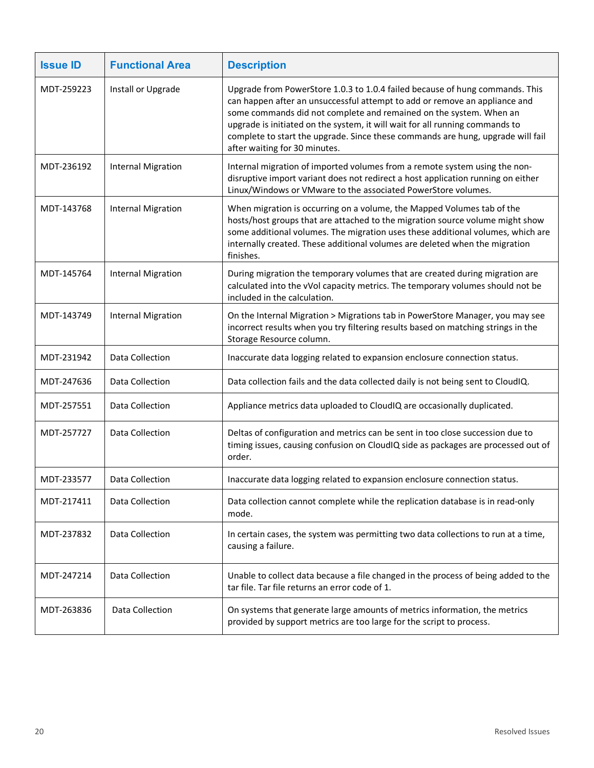| Issue ID | Functional Area | Description |
| --- | --- | --- |
| MDT-259223 | Install or Upgrade | Upgrade from PowerStore 1.0.3 to 1.0.4 failed because of hung commands. This can happen after an unsuccessful attempt to add or remove an appliance and some commands did not complete and remained on the system. When an upgrade is initiated on the system, it will wait for all running commands to complete to start the upgrade. Since these commands are hung, upgrade will fail after waiting for 30 minutes. |
| MDT-236192 | Internal Migration | Internal migration of imported volumes from a remote system using the non-disruptive import variant does not redirect a host application running on either Linux/Windows or VMware to the associated PowerStore volumes. |
| MDT-143768 | Internal Migration | When migration is occurring on a volume, the Mapped Volumes tab of the hosts/host groups that are attached to the migration source volume might show some additional volumes. The migration uses these additional volumes, which are internally created. These additional volumes are deleted when the migration finishes. |
| MDT-145764 | Internal Migration | During migration the temporary volumes that are created during migration are calculated into the vVol capacity metrics. The temporary volumes should not be included in the calculation. |
| MDT-143749 | Internal Migration | On the Internal Migration > Migrations tab in PowerStore Manager, you may see incorrect results when you try filtering results based on matching strings in the Storage Resource column. |
| MDT-231942 | Data Collection | Inaccurate data logging related to expansion enclosure connection status. |
| MDT-247636 | Data Collection | Data collection fails and the data collected daily is not being sent to CloudIQ. |
| MDT-257551 | Data Collection | Appliance metrics data uploaded to CloudIQ are occasionally duplicated. |
| MDT-257727 | Data Collection | Deltas of configuration and metrics can be sent in too close succession due to timing issues, causing confusion on CloudIQ side as packages are processed out of order. |
| MDT-233577 | Data Collection | Inaccurate data logging related to expansion enclosure connection status. |
| MDT-217411 | Data Collection | Data collection cannot complete while the replication database is in read-only mode. |
| MDT-237832 | Data Collection | In certain cases, the system was permitting two data collections to run at a time, causing a failure. |
| MDT-247214 | Data Collection | Unable to collect data because a file changed in the process of being added to the tar file. Tar file returns an error code of 1. |
| MDT-263836 | Data Collection | On systems that generate large amounts of metrics information, the metrics provided by support metrics are too large for the script to process. |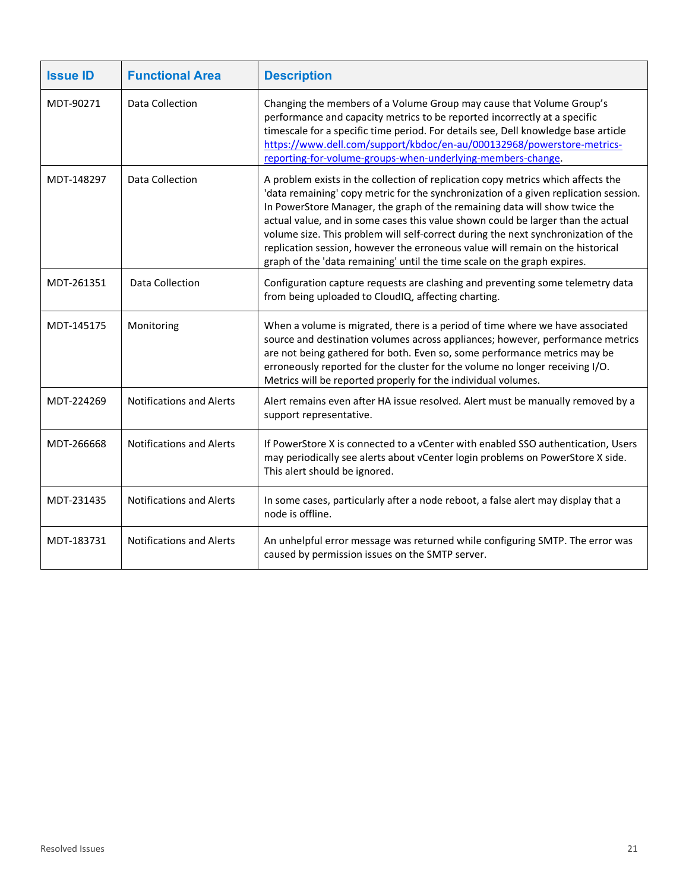| Issue ID | Functional Area | Description |
| --- | --- | --- |
| MDT-90271 | Data Collection | Changing the members of a Volume Group may cause that Volume Group's performance and capacity metrics to be reported incorrectly at a specific timescale for a specific time period. For details see, Dell knowledge base article https://www.dell.com/support/kbdoc/en-au/000132968/powerstore-metrics-reporting-for-volume-groups-when-underlying-members-change. |
| MDT-148297 | Data Collection | A problem exists in the collection of replication copy metrics which affects the 'data remaining' copy metric for the synchronization of a given replication session. In PowerStore Manager, the graph of the remaining data will show twice the actual value, and in some cases this value shown could be larger than the actual volume size. This problem will self-correct during the next synchronization of the replication session, however the erroneous value will remain on the historical graph of the 'data remaining' until the time scale on the graph expires. |
| MDT-261351 | Data Collection | Configuration capture requests are clashing and preventing some telemetry data from being uploaded to CloudIQ, affecting charting. |
| MDT-145175 | Monitoring | When a volume is migrated, there is a period of time where we have associated source and destination volumes across appliances; however, performance metrics are not being gathered for both. Even so, some performance metrics may be erroneously reported for the cluster for the volume no longer receiving I/O. Metrics will be reported properly for the individual volumes. |
| MDT-224269 | Notifications and Alerts | Alert remains even after HA issue resolved. Alert must be manually removed by a support representative. |
| MDT-266668 | Notifications and Alerts | If PowerStore X is connected to a vCenter with enabled SSO authentication, Users may periodically see alerts about vCenter login problems on PowerStore X side. This alert should be ignored. |
| MDT-231435 | Notifications and Alerts | In some cases, particularly after a node reboot, a false alert may display that a node is offline. |
| MDT-183731 | Notifications and Alerts | An unhelpful error message was returned while configuring SMTP. The error was caused by permission issues on the SMTP server. |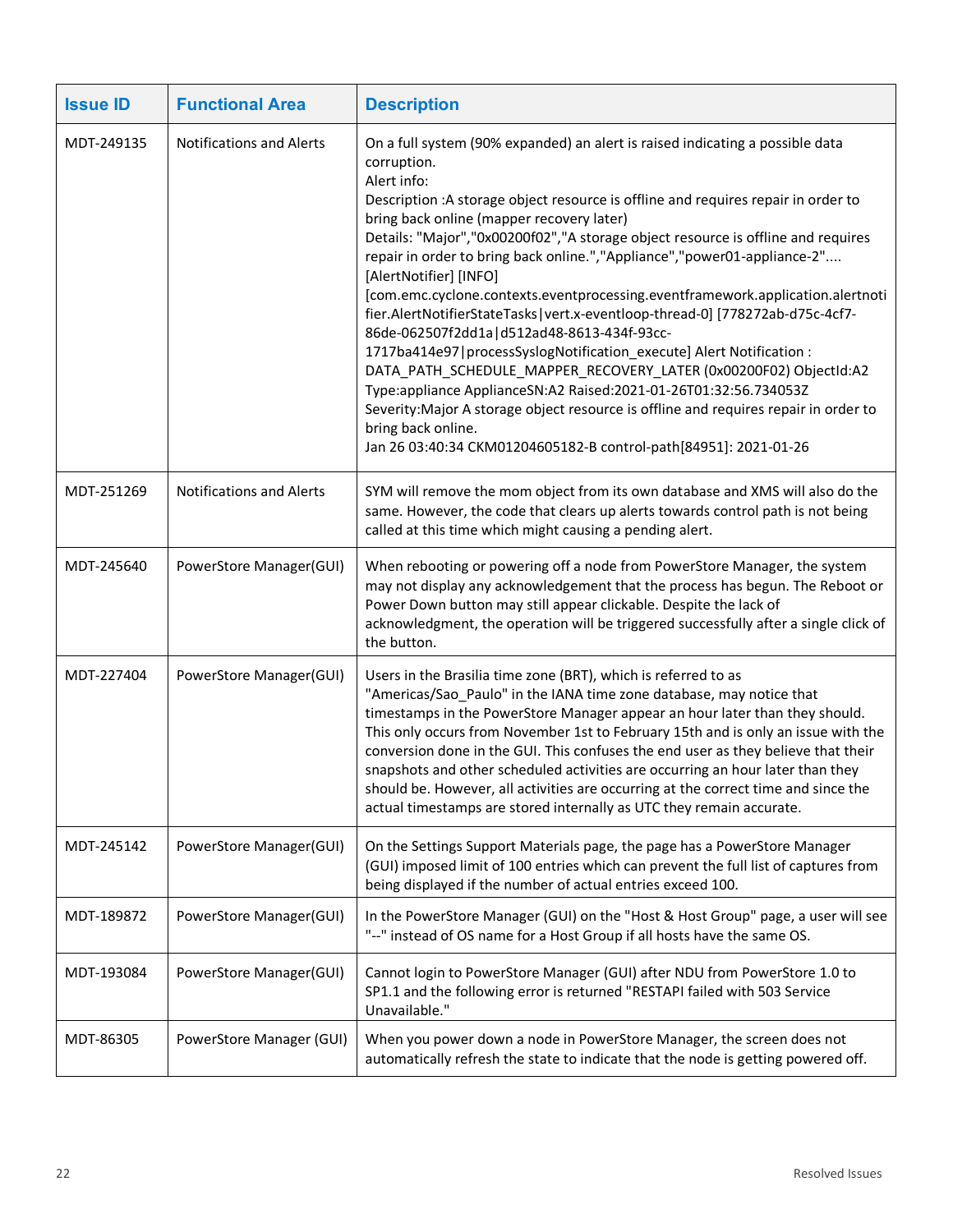| Issue ID | Functional Area | Description |
|---|---|---|
| MDT-249135 | Notifications and Alerts | On a full system (90% expanded) an alert is raised indicating a possible data corruption.<br>Alert info:<br>Description :A storage object resource is offline and requires repair in order to bring back online (mapper recovery later)<br>Details: "Major","0x00200f02","A storage object resource is offline and requires repair in order to bring back online.","Appliance","power01-appliance-2"....<br>[AlertNotifier] [INFO]<br>[com.emc.cyclone.contexts.eventprocessing.eventframework.application.alertnotifier.AlertNotifierStateTasks\|vert.x-eventloop-thread-0] [778272ab-d75c-4cf7-86de-062507f2dd1a\|d512ad48-8613-434f-93cc-1717ba414e97\|processSyslogNotification_execute] Alert Notification : DATA_PATH_SCHEDULE_MAPPER_RECOVERY_LATER (0x00200F02) ObjectId:A2 Type:appliance ApplianceSN:A2 Raised:2021-01-26T01:32:56.734053Z Severity:Major A storage object resource is offline and requires repair in order to bring back online.<br>Jan 26 03:40:34 CKM01204605182-B control-path[84951]: 2021-01-26 |
| MDT-251269 | Notifications and Alerts | SYM will remove the mom object from its own database and XMS will also do the same. However, the code that clears up alerts towards control path is not being called at this time which might causing a pending alert. |
| MDT-245640 | PowerStore Manager(GUI) | When rebooting or powering off a node from PowerStore Manager, the system may not display any acknowledgement that the process has begun. The Reboot or Power Down button may still appear clickable. Despite the lack of acknowledgment, the operation will be triggered successfully after a single click of the button. |
| MDT-227404 | PowerStore Manager(GUI) | Users in the Brasilia time zone (BRT), which is referred to as "Americas/Sao_Paulo" in the IANA time zone database, may notice that timestamps in the PowerStore Manager appear an hour later than they should. This only occurs from November 1st to February 15th and is only an issue with the conversion done in the GUI. This confuses the end user as they believe that their snapshots and other scheduled activities are occurring an hour later than they should be. However, all activities are occurring at the correct time and since the actual timestamps are stored internally as UTC they remain accurate. |
| MDT-245142 | PowerStore Manager(GUI) | On the Settings Support Materials page, the page has a PowerStore Manager (GUI) imposed limit of 100 entries which can prevent the full list of captures from being displayed if the number of actual entries exceed 100. |
| MDT-189872 | PowerStore Manager(GUI) | In the PowerStore Manager (GUI) on the "Host & Host Group" page, a user will see "--" instead of OS name for a Host Group if all hosts have the same OS. |
| MDT-193084 | PowerStore Manager(GUI) | Cannot login to PowerStore Manager (GUI) after NDU from PowerStore 1.0 to SP1.1 and the following error is returned "RESTAPI failed with 503 Service Unavailable." |
| MDT-86305 | PowerStore Manager (GUI) | When you power down a node in PowerStore Manager, the screen does not automatically refresh the state to indicate that the node is getting powered off. |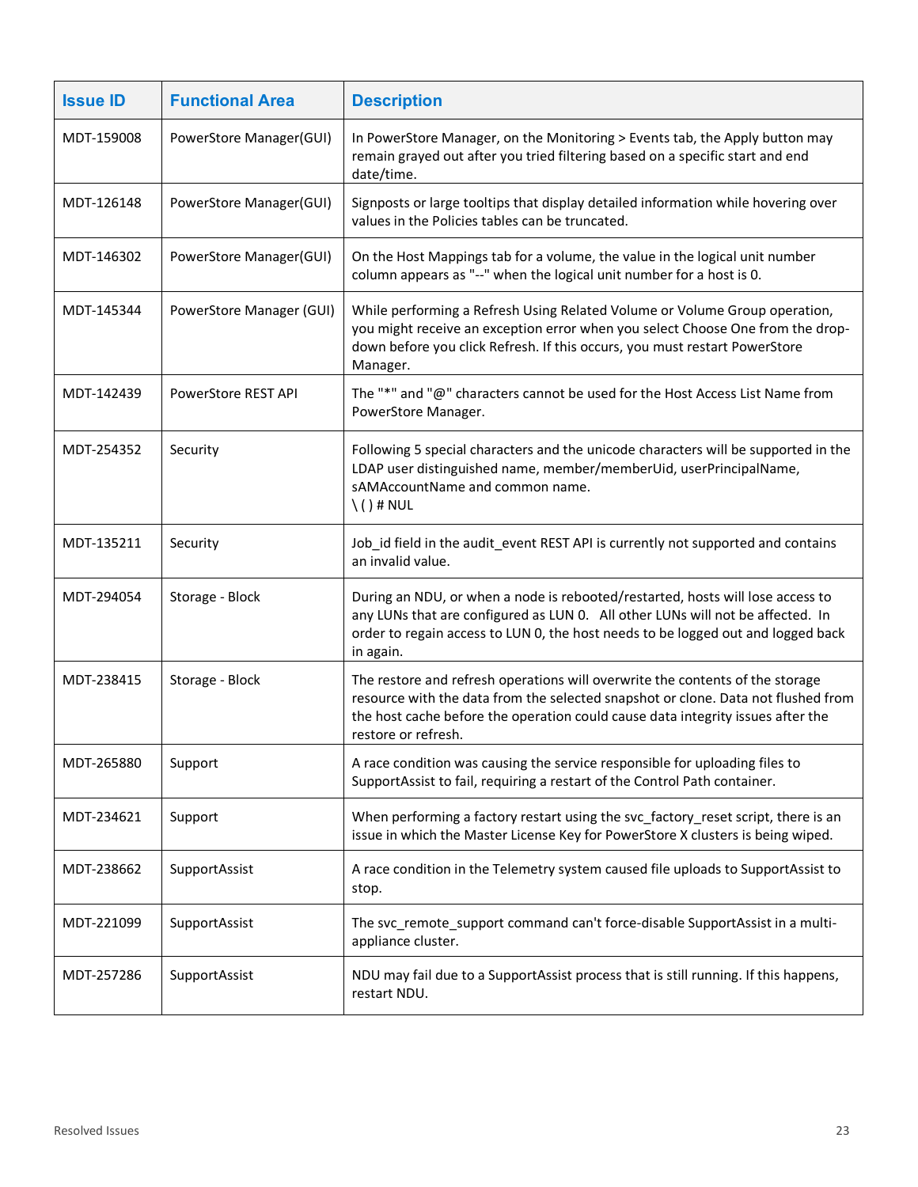| Issue ID | Functional Area | Description |
| --- | --- | --- |
| MDT-159008 | PowerStore Manager(GUI) | In PowerStore Manager, on the Monitoring > Events tab, the Apply button may remain grayed out after you tried filtering based on a specific start and end date/time. |
| MDT-126148 | PowerStore Manager(GUI) | Signposts or large tooltips that display detailed information while hovering over values in the Policies tables can be truncated. |
| MDT-146302 | PowerStore Manager(GUI) | On the Host Mappings tab for a volume, the value in the logical unit number column appears as "--" when the logical unit number for a host is 0. |
| MDT-145344 | PowerStore Manager (GUI) | While performing a Refresh Using Related Volume or Volume Group operation, you might receive an exception error when you select Choose One from the drop-down before you click Refresh. If this occurs, you must restart PowerStore Manager. |
| MDT-142439 | PowerStore REST API | The "*" and "@" characters cannot be used for the Host Access List Name from PowerStore Manager. |
| MDT-254352 | Security | Following 5 special characters and the unicode characters will be supported in the LDAP user distinguished name, member/memberUid, userPrincipalName, sAMAccountName and common name.<br>\ ( ) # NUL |
| MDT-135211 | Security | Job_id field in the audit_event REST API is currently not supported and contains an invalid value. |
| MDT-294054 | Storage - Block | During an NDU, or when a node is rebooted/restarted, hosts will lose access to any LUNs that are configured as LUN 0. All other LUNs will not be affected. In order to regain access to LUN 0, the host needs to be logged out and logged back in again. |
| MDT-238415 | Storage - Block | The restore and refresh operations will overwrite the contents of the storage resource with the data from the selected snapshot or clone. Data not flushed from the host cache before the operation could cause data integrity issues after the restore or refresh. |
| MDT-265880 | Support | A race condition was causing the service responsible for uploading files to SupportAssist to fail, requiring a restart of the Control Path container. |
| MDT-234621 | Support | When performing a factory restart using the svc_factory_reset script, there is an issue in which the Master License Key for PowerStore X clusters is being wiped. |
| MDT-238662 | SupportAssist | A race condition in the Telemetry system caused file uploads to SupportAssist to stop. |
| MDT-221099 | SupportAssist | The svc_remote_support command can't force-disable SupportAssist in a multi-appliance cluster. |
| MDT-257286 | SupportAssist | NDU may fail due to a SupportAssist process that is still running. If this happens, restart NDU. |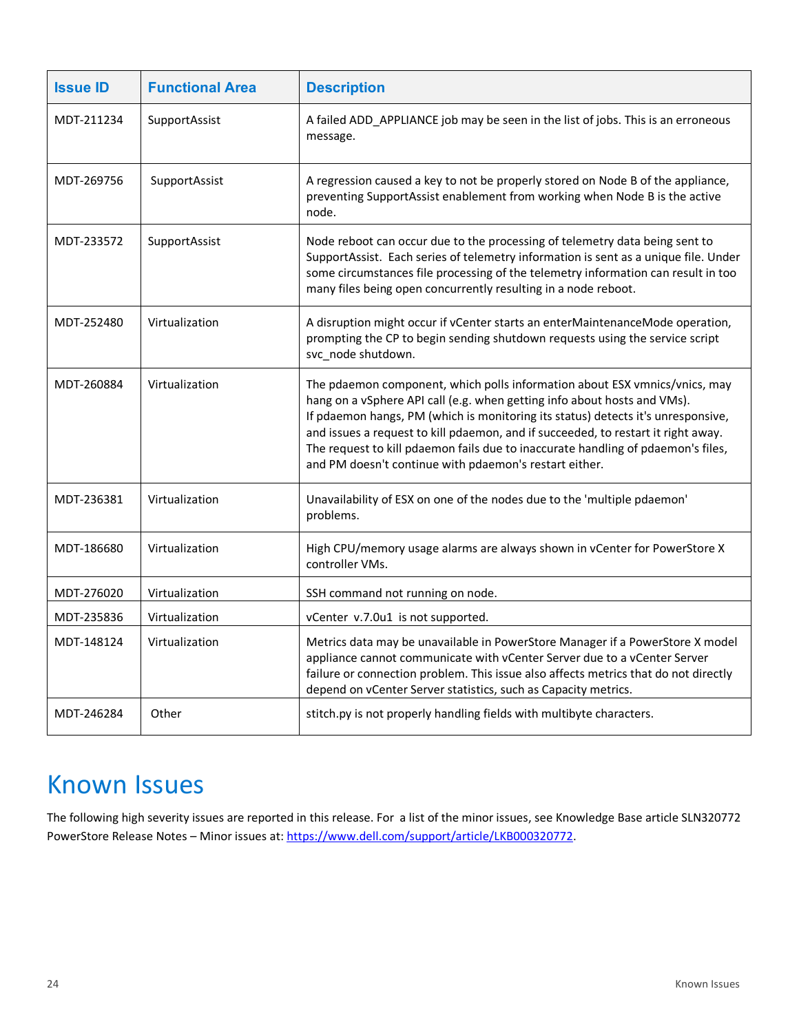| Issue ID | Functional Area | Description |
| --- | --- | --- |
| MDT-211234 | SupportAssist | A failed ADD_APPLIANCE job may be seen in the list of jobs. This is an erroneous message. |
| MDT-269756 | SupportAssist | A regression caused a key to not be properly stored on Node B of the appliance, preventing SupportAssist enablement from working when Node B is the active node. |
| MDT-233572 | SupportAssist | Node reboot can occur due to the processing of telemetry data being sent to SupportAssist. Each series of telemetry information is sent as a unique file. Under some circumstances file processing of the telemetry information can result in too many files being open concurrently resulting in a node reboot. |
| MDT-252480 | Virtualization | A disruption might occur if vCenter starts an enterMaintenanceMode operation, prompting the CP to begin sending shutdown requests using the service script svc_node shutdown. |
| MDT-260884 | Virtualization | The pdaemon component, which polls information about ESX vmnics/vnics, may hang on a vSphere API call (e.g. when getting info about hosts and VMs). If pdaemon hangs, PM (which is monitoring its status) detects it's unresponsive, and issues a request to kill pdaemon, and if succeeded, to restart it right away. The request to kill pdaemon fails due to inaccurate handling of pdaemon's files, and PM doesn't continue with pdaemon's restart either. |
| MDT-236381 | Virtualization | Unavailability of ESX on one of the nodes due to the 'multiple pdaemon' problems. |
| MDT-186680 | Virtualization | High CPU/memory usage alarms are always shown in vCenter for PowerStore X controller VMs. |
| MDT-276020 | Virtualization | SSH command not running on node. |
| MDT-235836 | Virtualization | vCenter v.7.0u1 is not supported. |
| MDT-148124 | Virtualization | Metrics data may be unavailable in PowerStore Manager if a PowerStore X model appliance cannot communicate with vCenter Server due to a vCenter Server failure or connection problem. This issue also affects metrics that do not directly depend on vCenter Server statistics, such as Capacity metrics. |
| MDT-246284 | Other | stitch.py is not properly handling fields with multibyte characters. |

# Known Issues

The following high severity issues are reported in this release. For a list of the minor issues, see Knowledge Base article SLN320772 PowerStore Release Notes – Minor issues at: https://www.dell.com/support/article/LKB000320772.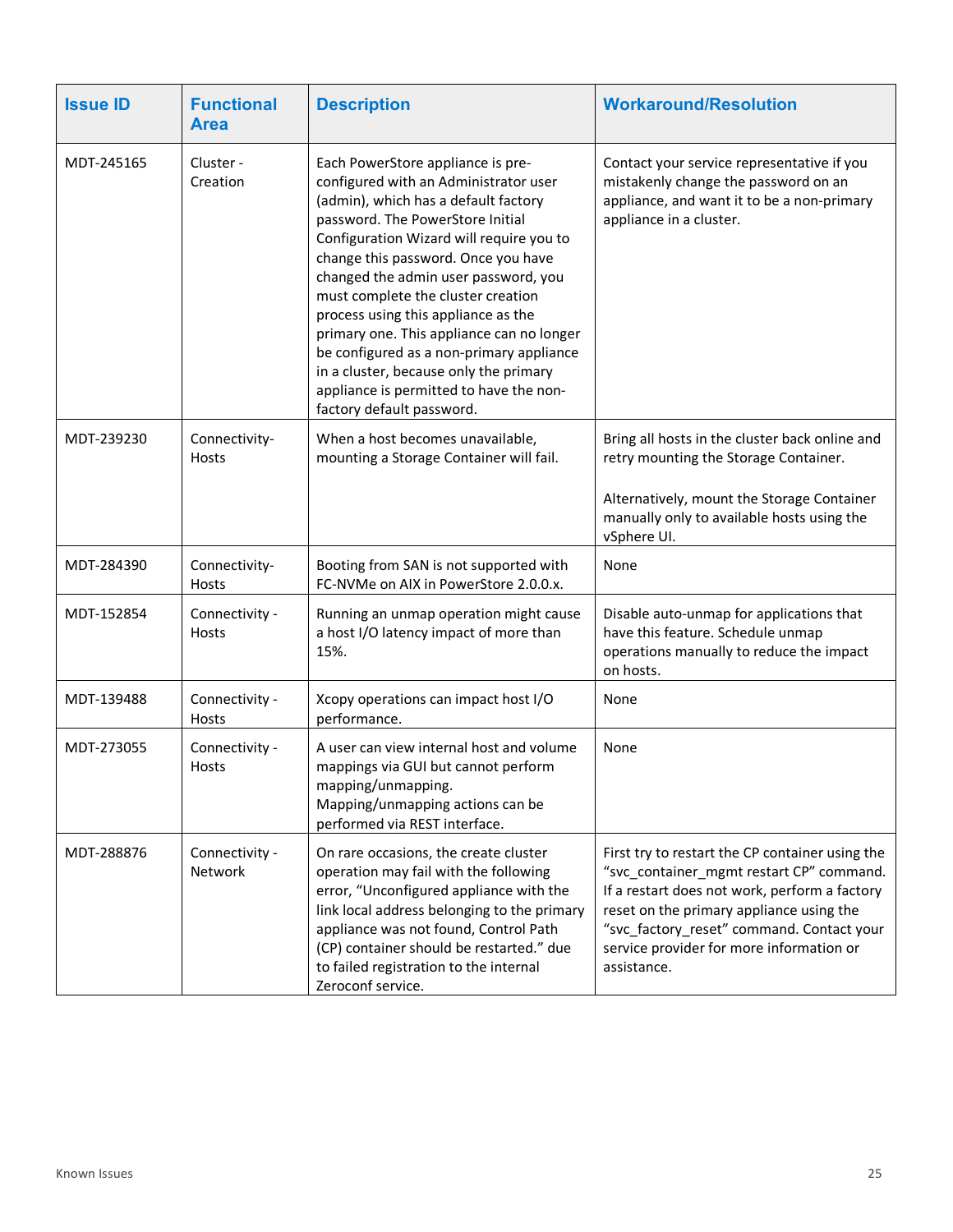| Issue ID | Functional Area | Description | Workaround/Resolution |
|---|---|---|---|
| MDT-245165 | Cluster - Creation | Each PowerStore appliance is pre-configured with an Administrator user (admin), which has a default factory password. The PowerStore Initial Configuration Wizard will require you to change this password. Once you have changed the admin user password, you must complete the cluster creation process using this appliance as the primary one. This appliance can no longer be configured as a non-primary appliance in a cluster, because only the primary appliance is permitted to have the non-factory default password. | Contact your service representative if you mistakenly change the password on an appliance, and want it to be a non-primary appliance in a cluster. |
| MDT-239230 | Connectivity-Hosts | When a host becomes unavailable, mounting a Storage Container will fail. | Bring all hosts in the cluster back online and retry mounting the Storage Container.<br><br>Alternatively, mount the Storage Container manually only to available hosts using the vSphere UI. |
| MDT-284390 | Connectivity-Hosts | Booting from SAN is not supported with FC-NVMe on AIX in PowerStore 2.0.0.x. | None |
| MDT-152854 | Connectivity - Hosts | Running an unmap operation might cause a host I/O latency impact of more than 15%. | Disable auto-unmap for applications that have this feature. Schedule unmap operations manually to reduce the impact on hosts. |
| MDT-139488 | Connectivity - Hosts | Xcopy operations can impact host I/O performance. | None |
| MDT-273055 | Connectivity - Hosts | A user can view internal host and volume mappings via GUI but cannot perform mapping/unmapping. Mapping/unmapping actions can be performed via REST interface. | None |
| MDT-288876 | Connectivity - Network | On rare occasions, the create cluster operation may fail with the following error, "Unconfigured appliance with the link local address belonging to the primary appliance was not found, Control Path (CP) container should be restarted." due to failed registration to the internal Zeroconf service. | First try to restart the CP container using the "svc_container_mgmt restart CP" command. If a restart does not work, perform a factory reset on the primary appliance using the "svc_factory_reset" command. Contact your service provider for more information or assistance. |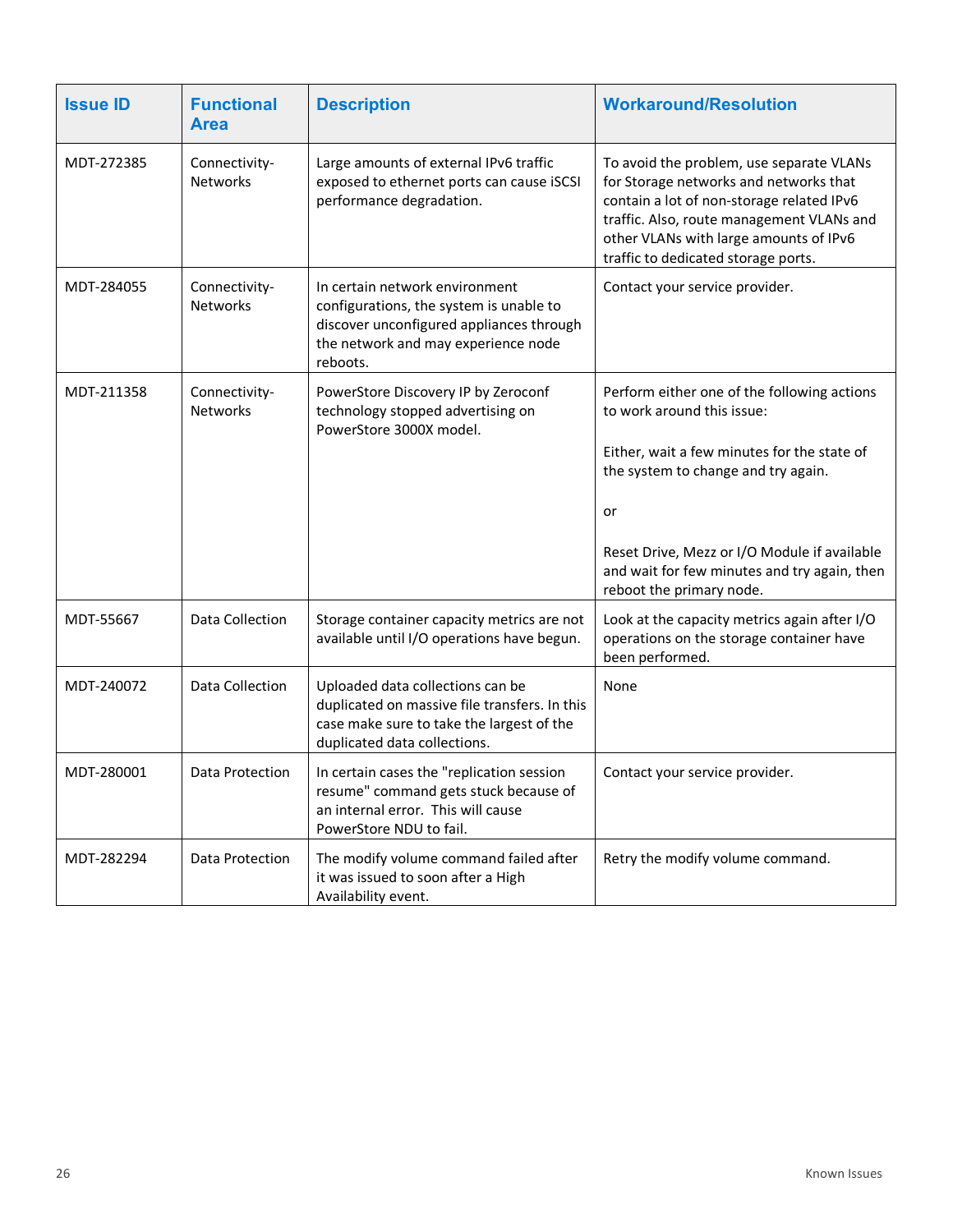| Issue ID | Functional Area | Description | Workaround/Resolution |
|---|---|---|---|
| MDT-272385 | Connectivity-Networks | Large amounts of external IPv6 traffic exposed to ethernet ports can cause iSCSI performance degradation. | To avoid the problem, use separate VLANs for Storage networks and networks that contain a lot of non-storage related IPv6 traffic. Also, route management VLANs and other VLANs with large amounts of IPv6 traffic to dedicated storage ports. |
| MDT-284055 | Connectivity-Networks | In certain network environment configurations, the system is unable to discover unconfigured appliances through the network and may experience node reboots. | Contact your service provider. |
| MDT-211358 | Connectivity-Networks | PowerStore Discovery IP by Zeroconf technology stopped advertising on PowerStore 3000X model. | Perform either one of the following actions to work around this issue:<br><br>Either, wait a few minutes for the state of the system to change and try again.<br><br>or<br><br>Reset Drive, Mezz or I/O Module if available and wait for few minutes and try again, then reboot the primary node. |
| MDT-55667 | Data Collection | Storage container capacity metrics are not available until I/O operations have begun. | Look at the capacity metrics again after I/O operations on the storage container have been performed. |
| MDT-240072 | Data Collection | Uploaded data collections can be duplicated on massive file transfers. In this case make sure to take the largest of the duplicated data collections. | None |
| MDT-280001 | Data Protection | In certain cases the "replication session resume" command gets stuck because of an internal error. This will cause PowerStore NDU to fail. | Contact your service provider. |
| MDT-282294 | Data Protection | The modify volume command failed after it was issued to soon after a High Availability event. | Retry the modify volume command. |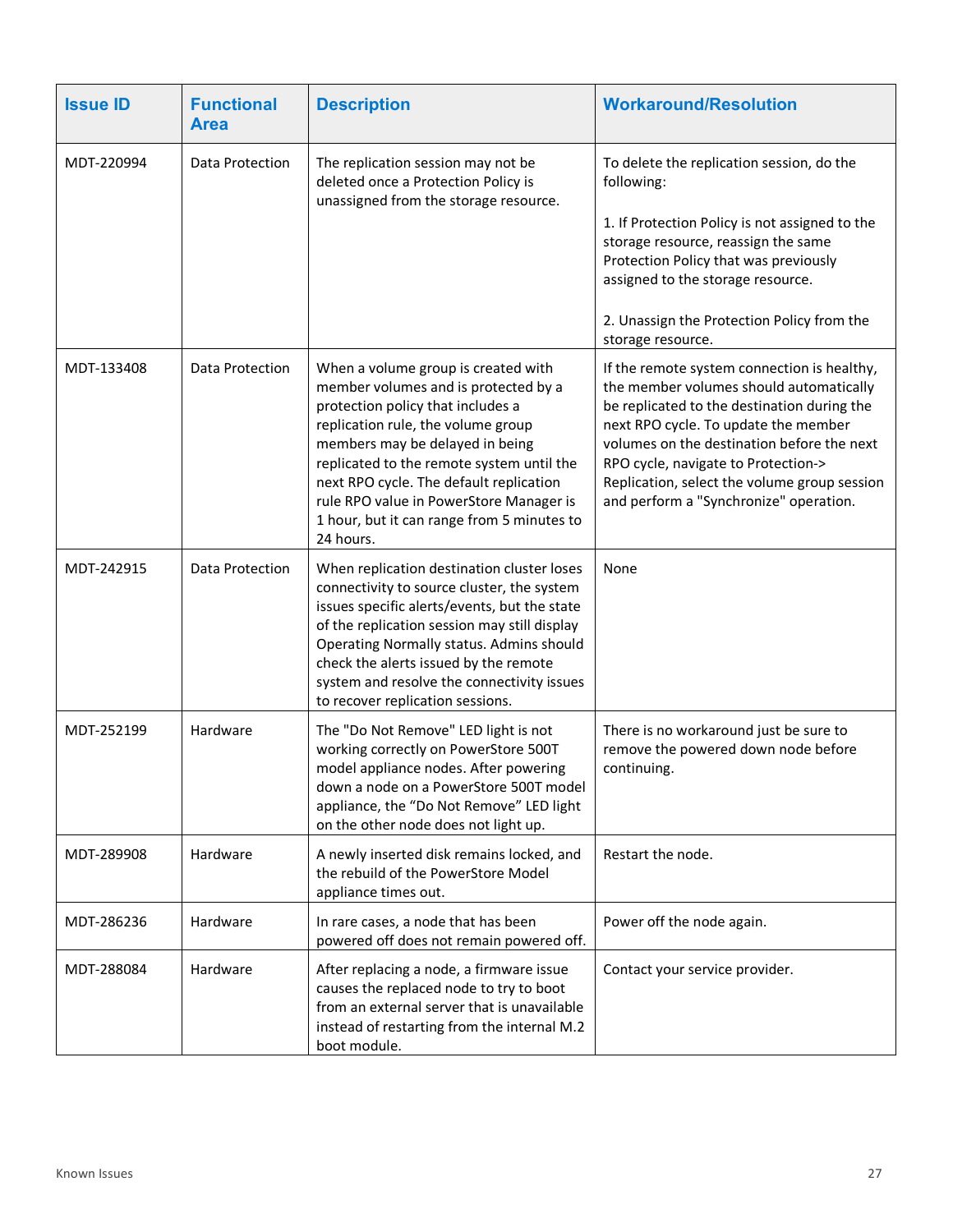| Issue ID | Functional Area | Description | Workaround/Resolution |
| --- | --- | --- | --- |
| MDT-220994 | Data Protection | The replication session may not be deleted once a Protection Policy is unassigned from the storage resource. | To delete the replication session, do the following:<br><br>1. If Protection Policy is not assigned to the storage resource, reassign the same Protection Policy that was previously assigned to the storage resource.<br><br>2. Unassign the Protection Policy from the storage resource. |
| MDT-133408 | Data Protection | When a volume group is created with member volumes and is protected by a protection policy that includes a replication rule, the volume group members may be delayed in being replicated to the remote system until the next RPO cycle. The default replication rule RPO value in PowerStore Manager is 1 hour, but it can range from 5 minutes to 24 hours. | If the remote system connection is healthy, the member volumes should automatically be replicated to the destination during the next RPO cycle. To update the member volumes on the destination before the next RPO cycle, navigate to Protection-> Replication, select the volume group session and perform a "Synchronize" operation. |
| MDT-242915 | Data Protection | When replication destination cluster loses connectivity to source cluster, the system issues specific alerts/events, but the state of the replication session may still display Operating Normally status. Admins should check the alerts issued by the remote system and resolve the connectivity issues to recover replication sessions. | None |
| MDT-252199 | Hardware | The "Do Not Remove" LED light is not working correctly on PowerStore 500T model appliance nodes. After powering down a node on a PowerStore 500T model appliance, the “Do Not Remove” LED light on the other node does not light up. | There is no workaround just be sure to remove the powered down node before continuing. |
| MDT-289908 | Hardware | A newly inserted disk remains locked, and the rebuild of the PowerStore Model appliance times out. | Restart the node. |
| MDT-286236 | Hardware | In rare cases, a node that has been powered off does not remain powered off. | Power off the node again. |
| MDT-288084 | Hardware | After replacing a node, a firmware issue causes the replaced node to try to boot from an external server that is unavailable instead of restarting from the internal M.2 boot module. | Contact your service provider. |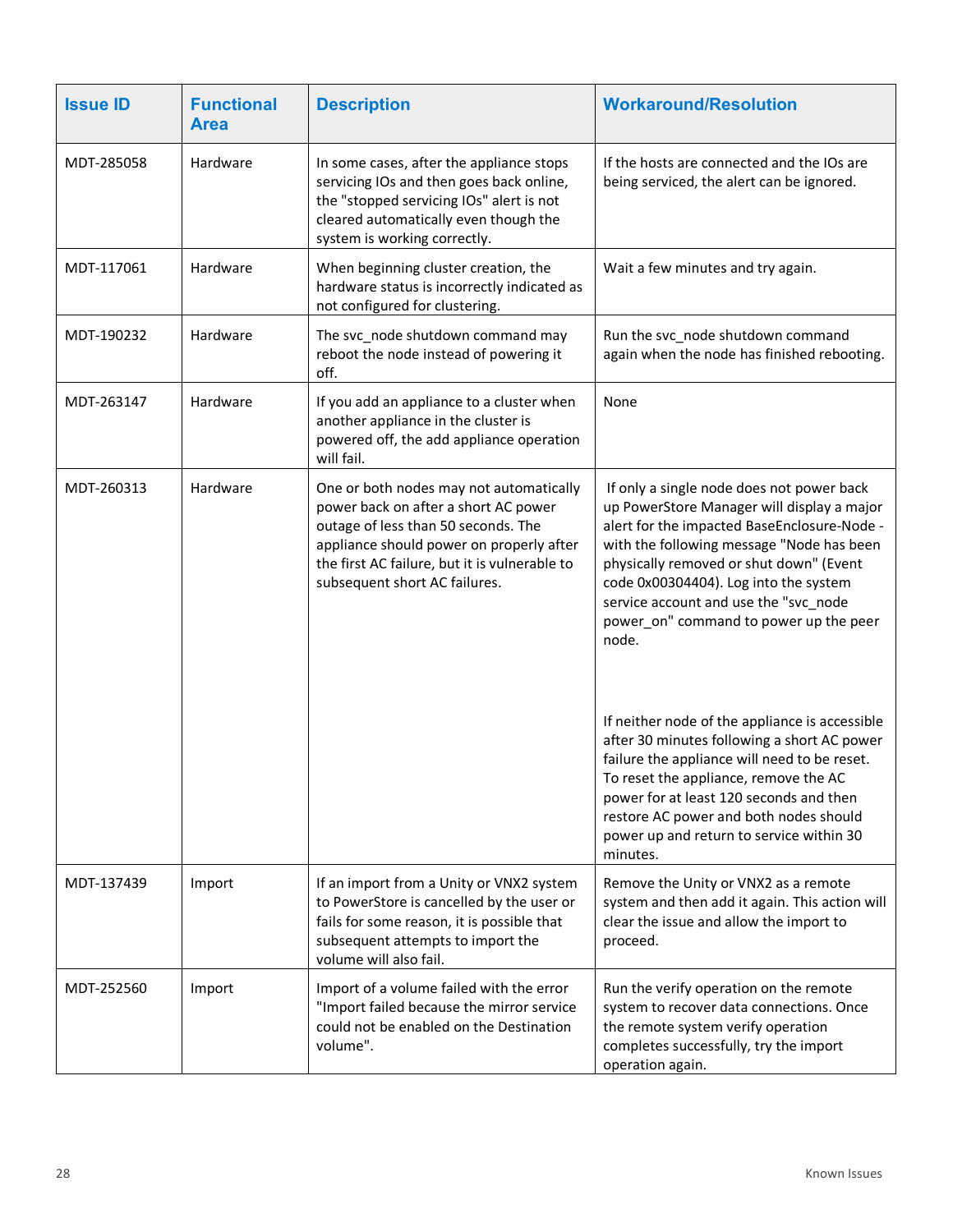| Issue ID | Functional Area | Description | Workaround/Resolution |
|---|---|---|---|
| MDT-285058 | Hardware | In some cases, after the appliance stops servicing IOs and then goes back online, the "stopped servicing IOs" alert is not cleared automatically even though the system is working correctly. | If the hosts are connected and the IOs are being serviced, the alert can be ignored. |
| MDT-117061 | Hardware | When beginning cluster creation, the hardware status is incorrectly indicated as not configured for clustering. | Wait a few minutes and try again. |
| MDT-190232 | Hardware | The svc_node shutdown command may reboot the node instead of powering it off. | Run the svc_node shutdown command again when the node has finished rebooting. |
| MDT-263147 | Hardware | If you add an appliance to a cluster when another appliance in the cluster is powered off, the add appliance operation will fail. | None |
| MDT-260313 | Hardware | One or both nodes may not automatically power back on after a short AC power outage of less than 50 seconds. The appliance should power on properly after the first AC failure, but it is vulnerable to subsequent short AC failures. | If only a single node does not power back up PowerStore Manager will display a major alert for the impacted BaseEnclosure-Node - with the following message "Node has been physically removed or shut down" (Event code 0x00304404). Log into the system service account and use the "svc_node power_on" command to power up the peer node.<br><br>If neither node of the appliance is accessible after 30 minutes following a short AC power failure the appliance will need to be reset. To reset the appliance, remove the AC power for at least 120 seconds and then restore AC power and both nodes should power up and return to service within 30 minutes. |
| MDT-137439 | Import | If an import from a Unity or VNX2 system to PowerStore is cancelled by the user or fails for some reason, it is possible that subsequent attempts to import the volume will also fail. | Remove the Unity or VNX2 as a remote system and then add it again. This action will clear the issue and allow the import to proceed. |
| MDT-252560 | Import | Import of a volume failed with the error "Import failed because the mirror service could not be enabled on the Destination volume". | Run the verify operation on the remote system to recover data connections. Once the remote system verify operation completes successfully, try the import operation again. |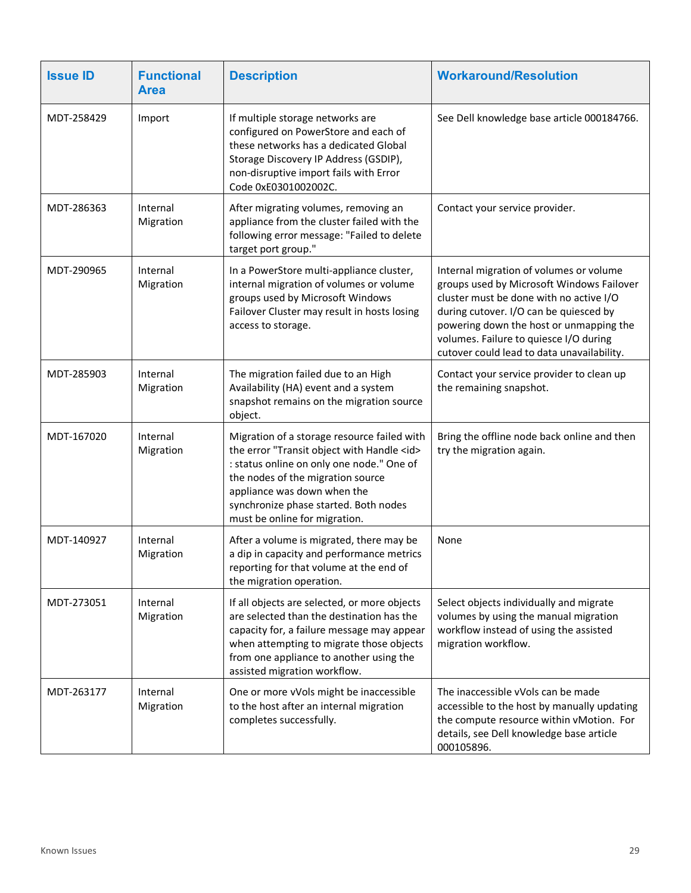| Issue ID | Functional Area | Description | Workaround/Resolution |
| --- | --- | --- | --- |
| MDT-258429 | Import | If multiple storage networks are configured on PowerStore and each of these networks has a dedicated Global Storage Discovery IP Address (GSDIP), non-disruptive import fails with Error Code 0xE0301002002C. | See Dell knowledge base article 000184766. |
| MDT-286363 | Internal Migration | After migrating volumes, removing an appliance from the cluster failed with the following error message: "Failed to delete target port group." | Contact your service provider. |
| MDT-290965 | Internal Migration | In a PowerStore multi-appliance cluster, internal migration of volumes or volume groups used by Microsoft Windows Failover Cluster may result in hosts losing access to storage. | Internal migration of volumes or volume groups used by Microsoft Windows Failover cluster must be done with no active I/O during cutover. I/O can be quiesced by powering down the host or unmapping the volumes. Failure to quiesce I/O during cutover could lead to data unavailability. |
| MDT-285903 | Internal Migration | The migration failed due to an High Availability (HA) event and a system snapshot remains on the migration source object. | Contact your service provider to clean up the remaining snapshot. |
| MDT-167020 | Internal Migration | Migration of a storage resource failed with the error "Transit object with Handle <id> : status online on only one node." One of the nodes of the migration source appliance was down when the synchronize phase started. Both nodes must be online for migration. | Bring the offline node back online and then try the migration again. |
| MDT-140927 | Internal Migration | After a volume is migrated, there may be a dip in capacity and performance metrics reporting for that volume at the end of the migration operation. | None |
| MDT-273051 | Internal Migration | If all objects are selected, or more objects are selected than the destination has the capacity for, a failure message may appear when attempting to migrate those objects from one appliance to another using the assisted migration workflow. | Select objects individually and migrate volumes by using the manual migration workflow instead of using the assisted migration workflow. |
| MDT-263177 | Internal Migration | One or more vVols might be inaccessible to the host after an internal migration completes successfully. | The inaccessible vVols can be made accessible to the host by manually updating the compute resource within vMotion. For details, see Dell knowledge base article 000105896. |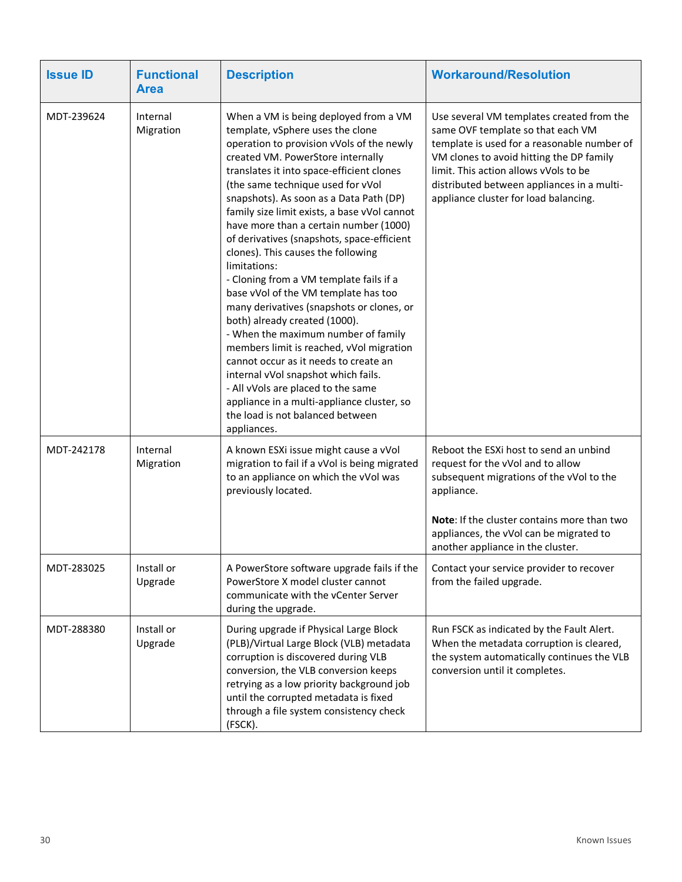| Issue ID | Functional Area | Description | Workaround/Resolution |
|---|---|---|---|
| MDT-239624 | Internal Migration | When a VM is being deployed from a VM template, vSphere uses the clone operation to provision vVols of the newly created VM. PowerStore internally translates it into space-efficient clones (the same technique used for vVol snapshots). As soon as a Data Path (DP) family size limit exists, a base vVol cannot have more than a certain number (1000) of derivatives (snapshots, space-efficient clones). This causes the following limitations:<br>- Cloning from a VM template fails if a base vVol of the VM template has too many derivatives (snapshots or clones, or both) already created (1000).<br>- When the maximum number of family members limit is reached, vVol migration cannot occur as it needs to create an internal vVol snapshot which fails.<br>- All vVols are placed to the same appliance in a multi-appliance cluster, so the load is not balanced between appliances. | Use several VM templates created from the same OVF template so that each VM template is used for a reasonable number of VM clones to avoid hitting the DP family limit. This action allows vVols to be distributed between appliances in a multi-appliance cluster for load balancing. |
| MDT-242178 | Internal Migration | A known ESXi issue might cause a vVol migration to fail if a vVol is being migrated to an appliance on which the vVol was previously located. | Reboot the ESXi host to send an unbind request for the vVol and to allow subsequent migrations of the vVol to the appliance.<br><br>**Note**: If the cluster contains more than two appliances, the vVol can be migrated to another appliance in the cluster. |
| MDT-283025 | Install or Upgrade | A PowerStore software upgrade fails if the PowerStore X model cluster cannot communicate with the vCenter Server during the upgrade. | Contact your service provider to recover from the failed upgrade. |
| MDT-288380 | Install or Upgrade | During upgrade if Physical Large Block (PLB)/Virtual Large Block (VLB) metadata corruption is discovered during VLB conversion, the VLB conversion keeps retrying as a low priority background job until the corrupted metadata is fixed through a file system consistency check (FSCK). | Run FSCK as indicated by the Fault Alert. When the metadata corruption is cleared, the system automatically continues the VLB conversion until it completes. |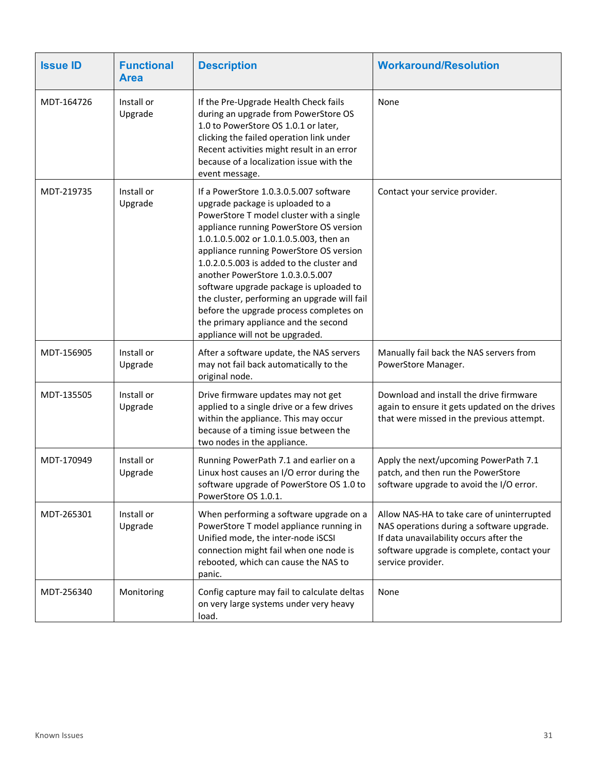| Issue ID | Functional Area | Description | Workaround/Resolution |
|---|---|---|---|
| MDT-164726 | Install or Upgrade | If the Pre-Upgrade Health Check fails during an upgrade from PowerStore OS 1.0 to PowerStore OS 1.0.1 or later, clicking the failed operation link under Recent activities might result in an error because of a localization issue with the event message. | None |
| MDT-219735 | Install or Upgrade | If a PowerStore 1.0.3.0.5.007 software upgrade package is uploaded to a PowerStore T model cluster with a single appliance running PowerStore OS version 1.0.1.0.5.002 or 1.0.1.0.5.003, then an appliance running PowerStore OS version 1.0.2.0.5.003 is added to the cluster and another PowerStore 1.0.3.0.5.007 software upgrade package is uploaded to the cluster, performing an upgrade will fail before the upgrade process completes on the primary appliance and the second appliance will not be upgraded. | Contact your service provider. |
| MDT-156905 | Install or Upgrade | After a software update, the NAS servers may not fail back automatically to the original node. | Manually fail back the NAS servers from PowerStore Manager. |
| MDT-135505 | Install or Upgrade | Drive firmware updates may not get applied to a single drive or a few drives within the appliance. This may occur because of a timing issue between the two nodes in the appliance. | Download and install the drive firmware again to ensure it gets updated on the drives that were missed in the previous attempt. |
| MDT-170949 | Install or Upgrade | Running PowerPath 7.1 and earlier on a Linux host causes an I/O error during the software upgrade of PowerStore OS 1.0 to PowerStore OS 1.0.1. | Apply the next/upcoming PowerPath 7.1 patch, and then run the PowerStore software upgrade to avoid the I/O error. |
| MDT-265301 | Install or Upgrade | When performing a software upgrade on a PowerStore T model appliance running in Unified mode, the inter-node iSCSI connection might fail when one node is rebooted, which can cause the NAS to panic. | Allow NAS-HA to take care of uninterrupted NAS operations during a software upgrade. If data unavailability occurs after the software upgrade is complete, contact your service provider. |
| MDT-256340 | Monitoring | Config capture may fail to calculate deltas on very large systems under very heavy load. | None |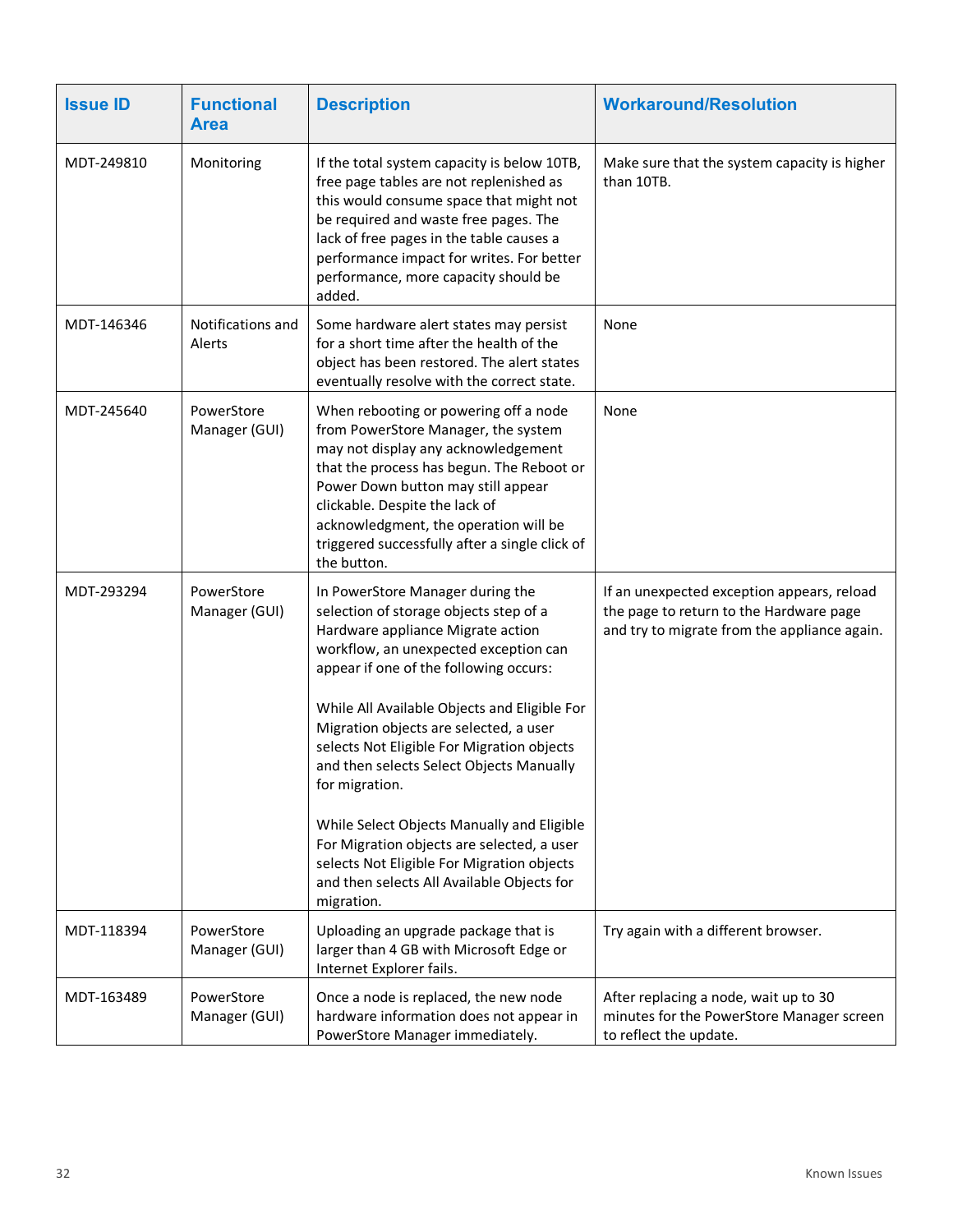| Issue ID | Functional Area | Description | Workaround/Resolution |
|---|---|---|---|
| MDT-249810 | Monitoring | If the total system capacity is below 10TB, free page tables are not replenished as this would consume space that might not be required and waste free pages. The lack of free pages in the table causes a performance impact for writes. For better performance, more capacity should be added. | Make sure that the system capacity is higher than 10TB. |
| MDT-146346 | Notifications and Alerts | Some hardware alert states may persist for a short time after the health of the object has been restored. The alert states eventually resolve with the correct state. | None |
| MDT-245640 | PowerStore Manager (GUI) | When rebooting or powering off a node from PowerStore Manager, the system may not display any acknowledgement that the process has begun. The Reboot or Power Down button may still appear clickable. Despite the lack of acknowledgment, the operation will be triggered successfully after a single click of the button. | None |
| MDT-293294 | PowerStore Manager (GUI) | In PowerStore Manager during the selection of storage objects step of a Hardware appliance Migrate action workflow, an unexpected exception can appear if one of the following occurs:<br><br>While All Available Objects and Eligible For Migration objects are selected, a user selects Not Eligible For Migration objects and then selects Select Objects Manually for migration.<br><br>While Select Objects Manually and Eligible For Migration objects are selected, a user selects Not Eligible For Migration objects and then selects All Available Objects for migration. | If an unexpected exception appears, reload the page to return to the Hardware page and try to migrate from the appliance again. |
| MDT-118394 | PowerStore Manager (GUI) | Uploading an upgrade package that is larger than 4 GB with Microsoft Edge or Internet Explorer fails. | Try again with a different browser. |
| MDT-163489 | PowerStore Manager (GUI) | Once a node is replaced, the new node hardware information does not appear in PowerStore Manager immediately. | After replacing a node, wait up to 30 minutes for the PowerStore Manager screen to reflect the update. |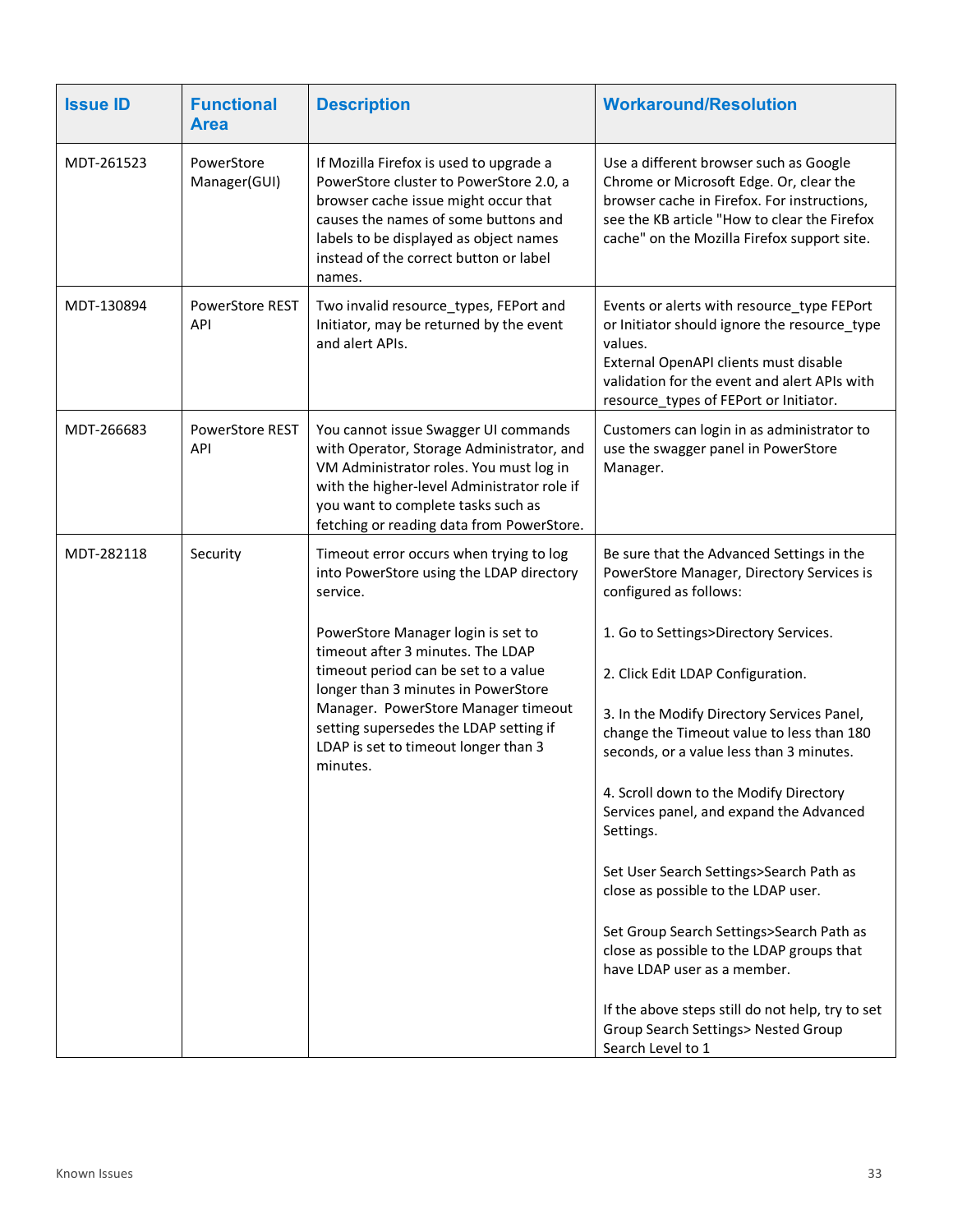| Issue ID | Functional Area | Description | Workaround/Resolution |
|---|---|---|---|
| MDT-261523 | PowerStore Manager(GUI) | If Mozilla Firefox is used to upgrade a PowerStore cluster to PowerStore 2.0, a browser cache issue might occur that causes the names of some buttons and labels to be displayed as object names instead of the correct button or label names. | Use a different browser such as Google Chrome or Microsoft Edge. Or, clear the browser cache in Firefox. For instructions, see the KB article "How to clear the Firefox cache" on the Mozilla Firefox support site. |
| MDT-130894 | PowerStore REST API | Two invalid resource_types, FEPort and Initiator, may be returned by the event and alert APIs. | Events or alerts with resource_type FEPort or Initiator should ignore the resource_type values.<br>External OpenAPI clients must disable validation for the event and alert APIs with resource_types of FEPort or Initiator. |
| MDT-266683 | PowerStore REST API | You cannot issue Swagger UI commands with Operator, Storage Administrator, and VM Administrator roles. You must log in with the higher-level Administrator role if you want to complete tasks such as fetching or reading data from PowerStore. | Customers can login in as administrator to use the swagger panel in PowerStore Manager. |
| MDT-282118 | Security | Timeout error occurs when trying to log into PowerStore using the LDAP directory service.<br><br>PowerStore Manager login is set to timeout after 3 minutes. The LDAP timeout period can be set to a value longer than 3 minutes in PowerStore Manager. PowerStore Manager timeout setting supersedes the LDAP setting if LDAP is set to timeout longer than 3 minutes. | Be sure that the Advanced Settings in the PowerStore Manager, Directory Services is configured as follows:<br><br>1. Go to Settings>Directory Services.<br><br>2. Click Edit LDAP Configuration.<br><br>3. In the Modify Directory Services Panel, change the Timeout value to less than 180 seconds, or a value less than 3 minutes.<br><br>4. Scroll down to the Modify Directory Services panel, and expand the Advanced Settings.<br><br>Set User Search Settings>Search Path as close as possible to the LDAP user.<br><br>Set Group Search Settings>Search Path as close as possible to the LDAP groups that have LDAP user as a member.<br><br>If the above steps still do not help, try to set Group Search Settings> Nested Group Search Level to 1 |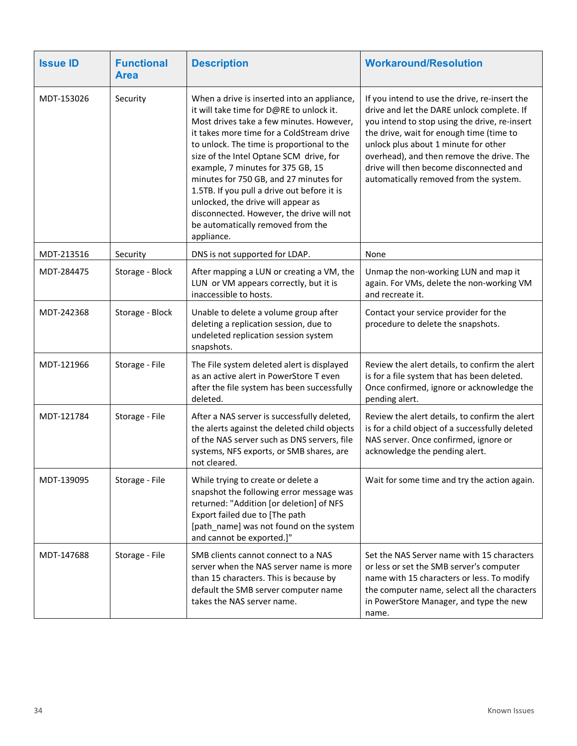| Issue ID | Functional Area | Description | Workaround/Resolution |
|---|---|---|---|
| MDT-153026 | Security | When a drive is inserted into an appliance, it will take time for D@RE to unlock it. Most drives take a few minutes. However, it takes more time for a ColdStream drive to unlock. The time is proportional to the size of the Intel Optane SCM drive, for example, 7 minutes for 375 GB, 15 minutes for 750 GB, and 27 minutes for 1.5TB. If you pull a drive out before it is unlocked, the drive will appear as disconnected. However, the drive will not be automatically removed from the appliance. | If you intend to use the drive, re-insert the drive and let the DARE unlock complete. If you intend to stop using the drive, re-insert the drive, wait for enough time (time to unlock plus about 1 minute for other overhead), and then remove the drive. The drive will then become disconnected and automatically removed from the system. |
| MDT-213516 | Security | DNS is not supported for LDAP. | None |
| MDT-284475 | Storage - Block | After mapping a LUN or creating a VM, the LUN or VM appears correctly, but it is inaccessible to hosts. | Unmap the non-working LUN and map it again. For VMs, delete the non-working VM and recreate it. |
| MDT-242368 | Storage - Block | Unable to delete a volume group after deleting a replication session, due to undeleted replication session system snapshots. | Contact your service provider for the procedure to delete the snapshots. |
| MDT-121966 | Storage - File | The File system deleted alert is displayed as an active alert in PowerStore T even after the file system has been successfully deleted. | Review the alert details, to confirm the alert is for a file system that has been deleted. Once confirmed, ignore or acknowledge the pending alert. |
| MDT-121784 | Storage - File | After a NAS server is successfully deleted, the alerts against the deleted child objects of the NAS server such as DNS servers, file systems, NFS exports, or SMB shares, are not cleared. | Review the alert details, to confirm the alert is for a child object of a successfully deleted NAS server. Once confirmed, ignore or acknowledge the pending alert. |
| MDT-139095 | Storage - File | While trying to create or delete a snapshot the following error message was returned: "Addition [or deletion] of NFS Export failed due to [The path [path_name] was not found on the system and cannot be exported.]" | Wait for some time and try the action again. |
| MDT-147688 | Storage - File | SMB clients cannot connect to a NAS server when the NAS server name is more than 15 characters. This is because by default the SMB server computer name takes the NAS server name. | Set the NAS Server name with 15 characters or less or set the SMB server's computer name with 15 characters or less. To modify the computer name, select all the characters in PowerStore Manager, and type the new name. |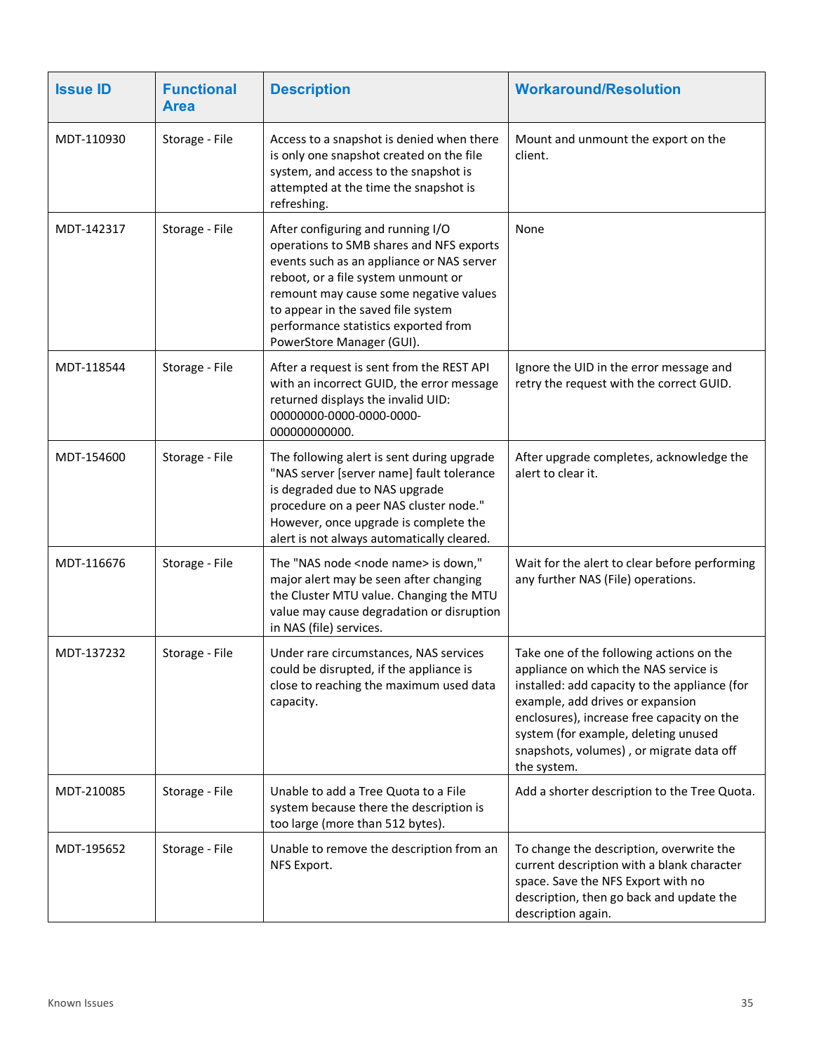| Issue ID | Functional Area | Description | Workaround/Resolution |
|---|---|---|---|
| MDT-110930 | Storage - File | Access to a snapshot is denied when there is only one snapshot created on the file system, and access to the snapshot is attempted at the time the snapshot is refreshing. | Mount and unmount the export on the client. |
| MDT-142317 | Storage - File | After configuring and running I/O operations to SMB shares and NFS exports events such as an appliance or NAS server reboot, or a file system unmount or remount may cause some negative values to appear in the saved file system performance statistics exported from PowerStore Manager (GUI). | None |
| MDT-118544 | Storage - File | After a request is sent from the REST API with an incorrect GUID, the error message returned displays the invalid UID: 00000000-0000-0000-0000-000000000000. | Ignore the UID in the error message and retry the request with the correct GUID. |
| MDT-154600 | Storage - File | The following alert is sent during upgrade "NAS server [server name] fault tolerance is degraded due to NAS upgrade procedure on a peer NAS cluster node." However, once upgrade is complete the alert is not always automatically cleared. | After upgrade completes, acknowledge the alert to clear it. |
| MDT-116676 | Storage - File | The "NAS node <node name> is down," major alert may be seen after changing the Cluster MTU value. Changing the MTU value may cause degradation or disruption in NAS (file) services. | Wait for the alert to clear before performing any further NAS (File) operations. |
| MDT-137232 | Storage - File | Under rare circumstances, NAS services could be disrupted, if the appliance is close to reaching the maximum used data capacity. | Take one of the following actions on the appliance on which the NAS service is installed: add capacity to the appliance (for example, add drives or expansion enclosures), increase free capacity on the system (for example, deleting unused snapshots, volumes) , or migrate data off the system. |
| MDT-210085 | Storage - File | Unable to add a Tree Quota to a File system because there the description is too large (more than 512 bytes). | Add a shorter description to the Tree Quota. |
| MDT-195652 | Storage - File | Unable to remove the description from an NFS Export. | To change the description, overwrite the current description with a blank character space. Save the NFS Export with no description, then go back and update the description again. |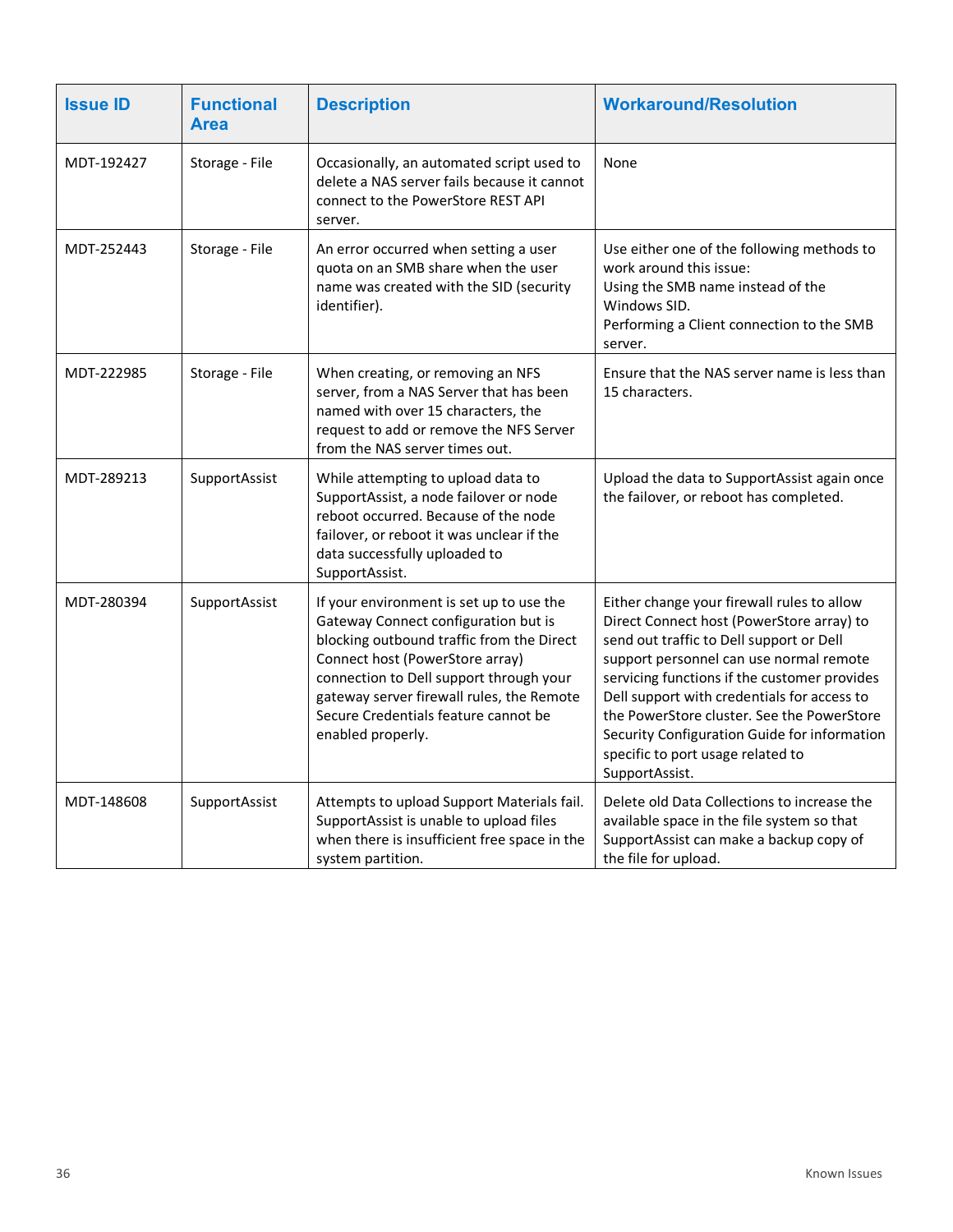| Issue ID | Functional Area | Description | Workaround/Resolution |
|---|---|---|---|
| MDT-192427 | Storage - File | Occasionally, an automated script used to delete a NAS server fails because it cannot connect to the PowerStore REST API server. | None |
| MDT-252443 | Storage - File | An error occurred when setting a user quota on an SMB share when the user name was created with the SID (security identifier). | Use either one of the following methods to work around this issue:<br>Using the SMB name instead of the Windows SID.<br>Performing a Client connection to the SMB server. |
| MDT-222985 | Storage - File | When creating, or removing an NFS server, from a NAS Server that has been named with over 15 characters, the request to add or remove the NFS Server from the NAS server times out. | Ensure that the NAS server name is less than 15 characters. |
| MDT-289213 | SupportAssist | While attempting to upload data to SupportAssist, a node failover or node reboot occurred. Because of the node failover, or reboot it was unclear if the data successfully uploaded to SupportAssist. | Upload the data to SupportAssist again once the failover, or reboot has completed. |
| MDT-280394 | SupportAssist | If your environment is set up to use the Gateway Connect configuration but is blocking outbound traffic from the Direct Connect host (PowerStore array) connection to Dell support through your gateway server firewall rules, the Remote Secure Credentials feature cannot be enabled properly. | Either change your firewall rules to allow Direct Connect host (PowerStore array) to send out traffic to Dell support or Dell support personnel can use normal remote servicing functions if the customer provides Dell support with credentials for access to the PowerStore cluster. See the PowerStore Security Configuration Guide for information specific to port usage related to SupportAssist. |
| MDT-148608 | SupportAssist | Attempts to upload Support Materials fail. SupportAssist is unable to upload files when there is insufficient free space in the system partition. | Delete old Data Collections to increase the available space in the file system so that SupportAssist can make a backup copy of the file for upload. |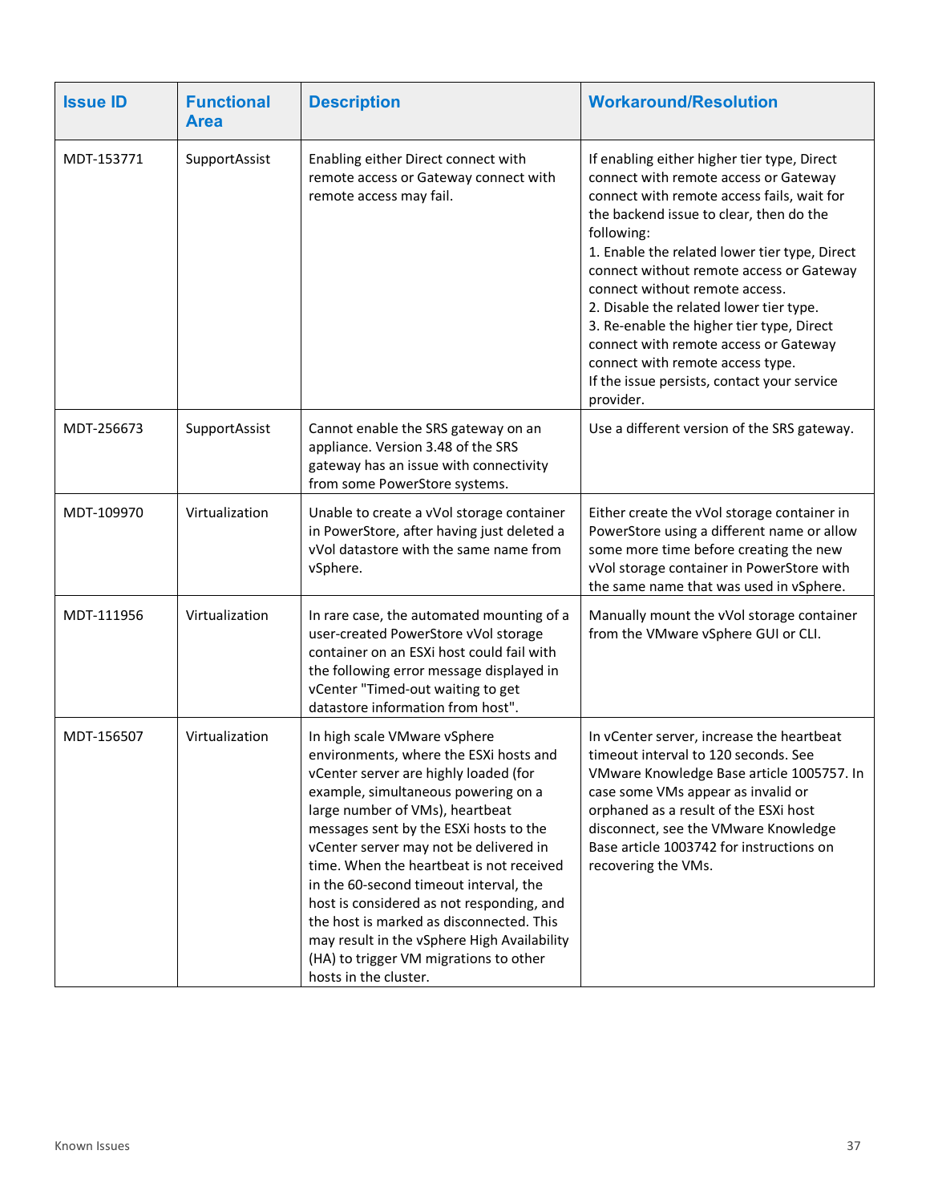| Issue ID | Functional Area | Description | Workaround/Resolution |
|---|---|---|---|
| MDT-153771 | SupportAssist | Enabling either Direct connect with remote access or Gateway connect with remote access may fail. | If enabling either higher tier type, Direct connect with remote access or Gateway connect with remote access fails, wait for the backend issue to clear, then do the following:<br>1. Enable the related lower tier type, Direct connect without remote access or Gateway connect without remote access.<br>2. Disable the related lower tier type.<br>3. Re-enable the higher tier type, Direct connect with remote access or Gateway connect with remote access type.<br>If the issue persists, contact your service provider. |
| MDT-256673 | SupportAssist | Cannot enable the SRS gateway on an appliance. Version 3.48 of the SRS gateway has an issue with connectivity from some PowerStore systems. | Use a different version of the SRS gateway. |
| MDT-109970 | Virtualization | Unable to create a vVol storage container in PowerStore, after having just deleted a vVol datastore with the same name from vSphere. | Either create the vVol storage container in PowerStore using a different name or allow some more time before creating the new vVol storage container in PowerStore with the same name that was used in vSphere. |
| MDT-111956 | Virtualization | In rare case, the automated mounting of a user-created PowerStore vVol storage container on an ESXi host could fail with the following error message displayed in vCenter "Timed-out waiting to get datastore information from host". | Manually mount the vVol storage container from the VMware vSphere GUI or CLI. |
| MDT-156507 | Virtualization | In high scale VMware vSphere environments, where the ESXi hosts and vCenter server are highly loaded (for example, simultaneous powering on a large number of VMs), heartbeat messages sent by the ESXi hosts to the vCenter server may not be delivered in time. When the heartbeat is not received in the 60-second timeout interval, the host is considered as not responding, and the host is marked as disconnected. This may result in the vSphere High Availability (HA) to trigger VM migrations to other hosts in the cluster. | In vCenter server, increase the heartbeat timeout interval to 120 seconds. See VMware Knowledge Base article 1005757. In case some VMs appear as invalid or orphaned as a result of the ESXi host disconnect, see the VMware Knowledge Base article 1003742 for instructions on recovering the VMs. |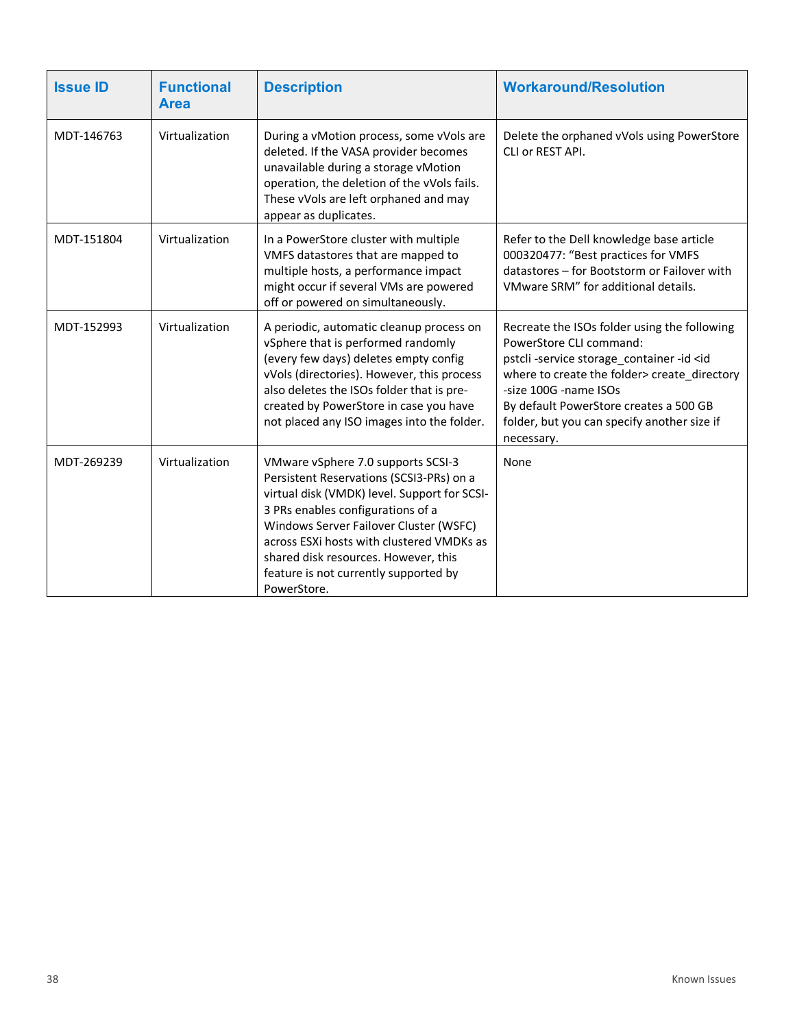| Issue ID | Functional Area | Description | Workaround/Resolution |
|---|---|---|---|
| MDT-146763 | Virtualization | During a vMotion process, some vVols are deleted. If the VASA provider becomes unavailable during a storage vMotion operation, the deletion of the vVols fails. These vVols are left orphaned and may appear as duplicates. | Delete the orphaned vVols using PowerStore CLI or REST API. |
| MDT-151804 | Virtualization | In a PowerStore cluster with multiple VMFS datastores that are mapped to multiple hosts, a performance impact might occur if several VMs are powered off or powered on simultaneously. | Refer to the Dell knowledge base article 000320477: “Best practices for VMFS datastores – for Bootstorm or Failover with VMware SRM” for additional details. |
| MDT-152993 | Virtualization | A periodic, automatic cleanup process on vSphere that is performed randomly (every few days) deletes empty config vVols (directories). However, this process also deletes the ISOs folder that is pre-created by PowerStore in case you have not placed any ISO images into the folder. | Recreate the ISOs folder using the following PowerStore CLI command: pstcli -service storage_container -id <id where to create the folder> create_directory -size 100G -name ISOs By default PowerStore creates a 500 GB folder, but you can specify another size if necessary. |
| MDT-269239 | Virtualization | VMware vSphere 7.0 supports SCSI-3 Persistent Reservations (SCSI3-PRs) on a virtual disk (VMDK) level. Support for SCSI-3 PRs enables configurations of a Windows Server Failover Cluster (WSFC) across ESXi hosts with clustered VMDKs as shared disk resources. However, this feature is not currently supported by PowerStore. | None |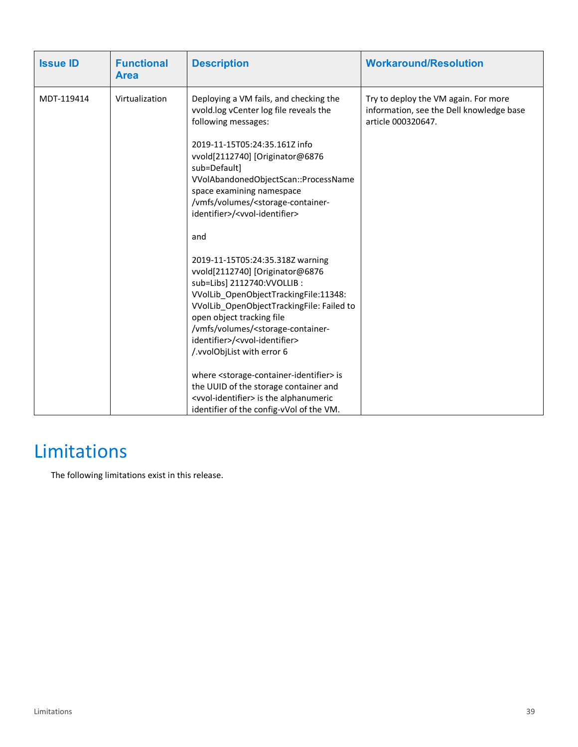| Issue ID | Functional Area | Description | Workaround/Resolution |
| --- | --- | --- | --- |
| MDT-119414 | Virtualization | Deploying a VM fails, and checking the vvold.log vCenter log file reveals the following messages:<br><br>2019-11-15T05:24:35.161Z info vvold[2112740] [Originator@6876 sub=Default] VVolAbandonedObjectScan::ProcessNamespace examining namespace /vmfs/volumes/<storage-container-identifier>/<vvol-identifier><br><br>and<br><br>2019-11-15T05:24:35.318Z warning vvold[2112740] [Originator@6876 sub=Libs] 2112740:VVOLLIB : VVolLib_OpenObjectTrackingFile:11348: VVolLib_OpenObjectTrackingFile: Failed to open object tracking file /vmfs/volumes/<storage-container-identifier>/<vvol-identifier>/.vvolObjList with error 6<br><br>where <storage-container-identifier> is the UUID of the storage container and <vvol-identifier> is the alphanumeric identifier of the config-vVol of the VM. | Try to deploy the VM again. For more information, see the Dell knowledge base article 000320647. |

# Limitations

The following limitations exist in this release.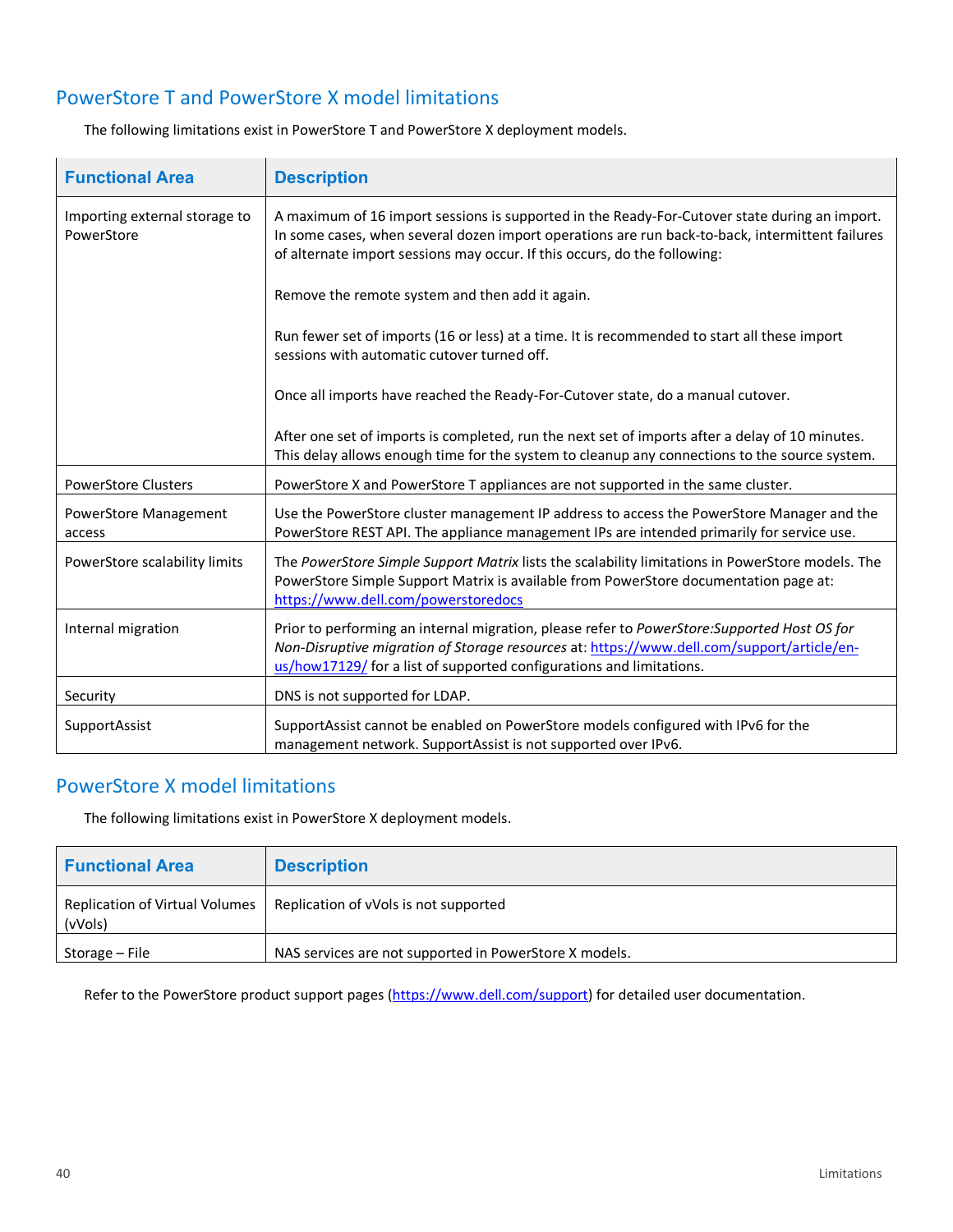## PowerStore T and PowerStore X model limitations

The following limitations exist in PowerStore T and PowerStore X deployment models.

| Functional Area | Description |
|---|---|
| Importing external storage to PowerStore | A maximum of 16 import sessions is supported in the Ready-For-Cutover state during an import. In some cases, when several dozen import operations are run back-to-back, intermittent failures of alternate import sessions may occur. If this occurs, do the following:<br><br>Remove the remote system and then add it again.<br><br>Run fewer set of imports (16 or less) at a time. It is recommended to start all these import sessions with automatic cutover turned off.<br><br>Once all imports have reached the Ready-For-Cutover state, do a manual cutover.<br><br>After one set of imports is completed, run the next set of imports after a delay of 10 minutes. This delay allows enough time for the system to cleanup any connections to the source system. |
| PowerStore Clusters | PowerStore X and PowerStore T appliances are not supported in the same cluster. |
| PowerStore Management access | Use the PowerStore cluster management IP address to access the PowerStore Manager and the PowerStore REST API. The appliance management IPs are intended primarily for service use. |
| PowerStore scalability limits | The *PowerStore Simple Support Matrix* lists the scalability limitations in PowerStore models. The PowerStore Simple Support Matrix is available from PowerStore documentation page at: https://www.dell.com/powerstoredocs |
| Internal migration | Prior to performing an internal migration, please refer to *PowerStore:Supported Host OS for Non-Disruptive migration of Storage resources* at: https://www.dell.com/support/article/en-us/how17129/ for a list of supported configurations and limitations. |
| Security | DNS is not supported for LDAP. |
| SupportAssist | SupportAssist cannot be enabled on PowerStore models configured with IPv6 for the management network. SupportAssist is not supported over IPv6. |

## PowerStore X model limitations

The following limitations exist in PowerStore X deployment models.

| Functional Area | Description |
|---|---|
| Replication of Virtual Volumes (vVols) | Replication of vVols is not supported |
| Storage – File | NAS services are not supported in PowerStore X models. |

Refer to the PowerStore product support pages (https://www.dell.com/support) for detailed user documentation.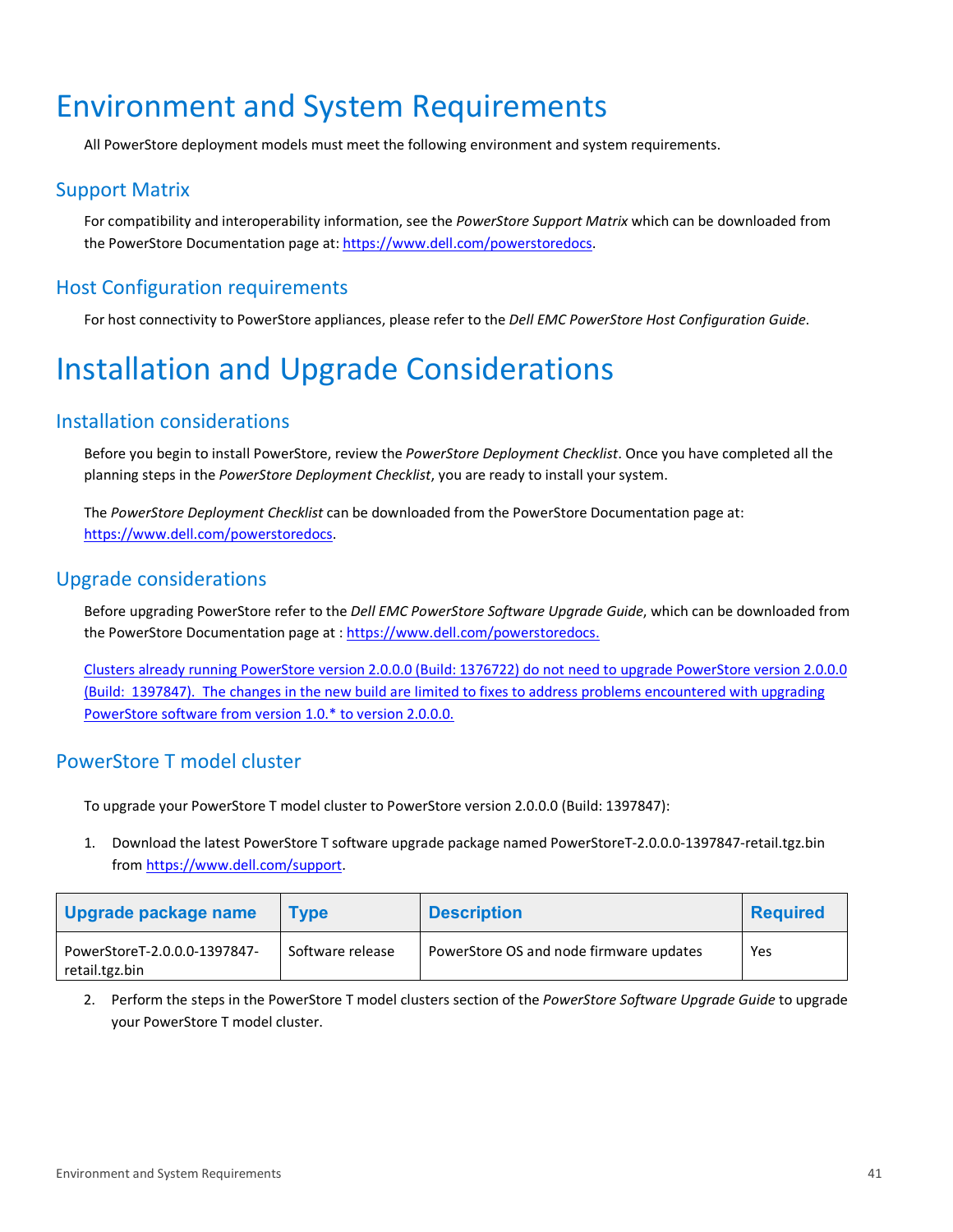# Environment and System Requirements

All PowerStore deployment models must meet the following environment and system requirements.

## Support Matrix

For compatibility and interoperability information, see the *PowerStore Support Matrix* which can be downloaded from the PowerStore Documentation page at: https://www.dell.com/powerstoredocs.

## Host Configuration requirements

For host connectivity to PowerStore appliances, please refer to the *Dell EMC PowerStore Host Configuration Guide*.

# Installation and Upgrade Considerations

## Installation considerations

Before you begin to install PowerStore, review the *PowerStore Deployment Checklist*. Once you have completed all the planning steps in the *PowerStore Deployment Checklist*, you are ready to install your system.

The *PowerStore Deployment Checklist* can be downloaded from the PowerStore Documentation page at: https://www.dell.com/powerstoredocs.

## Upgrade considerations

Before upgrading PowerStore refer to the *Dell EMC PowerStore Software Upgrade Guide*, which can be downloaded from the PowerStore Documentation page at : https://www.dell.com/powerstoredocs.

Clusters already running PowerStore version 2.0.0.0 (Build: 1376722) do not need to upgrade PowerStore version 2.0.0.0 (Build: 1397847). The changes in the new build are limited to fixes to address problems encountered with upgrading PowerStore software from version 1.0.* to version 2.0.0.0.

## PowerStore T model cluster

To upgrade your PowerStore T model cluster to PowerStore version 2.0.0.0 (Build: 1397847):

1. Download the latest PowerStore T software upgrade package named PowerStoreT-2.0.0.0-1397847-retail.tgz.bin from https://www.dell.com/support.

| Upgrade package name | Type | Description | Required |
|---|---|---|---|
| PowerStoreT-2.0.0.0-1397847-retail.tgz.bin | Software release | PowerStore OS and node firmware updates | Yes |

2. Perform the steps in the PowerStore T model clusters section of the *PowerStore Software Upgrade Guide* to upgrade your PowerStore T model cluster.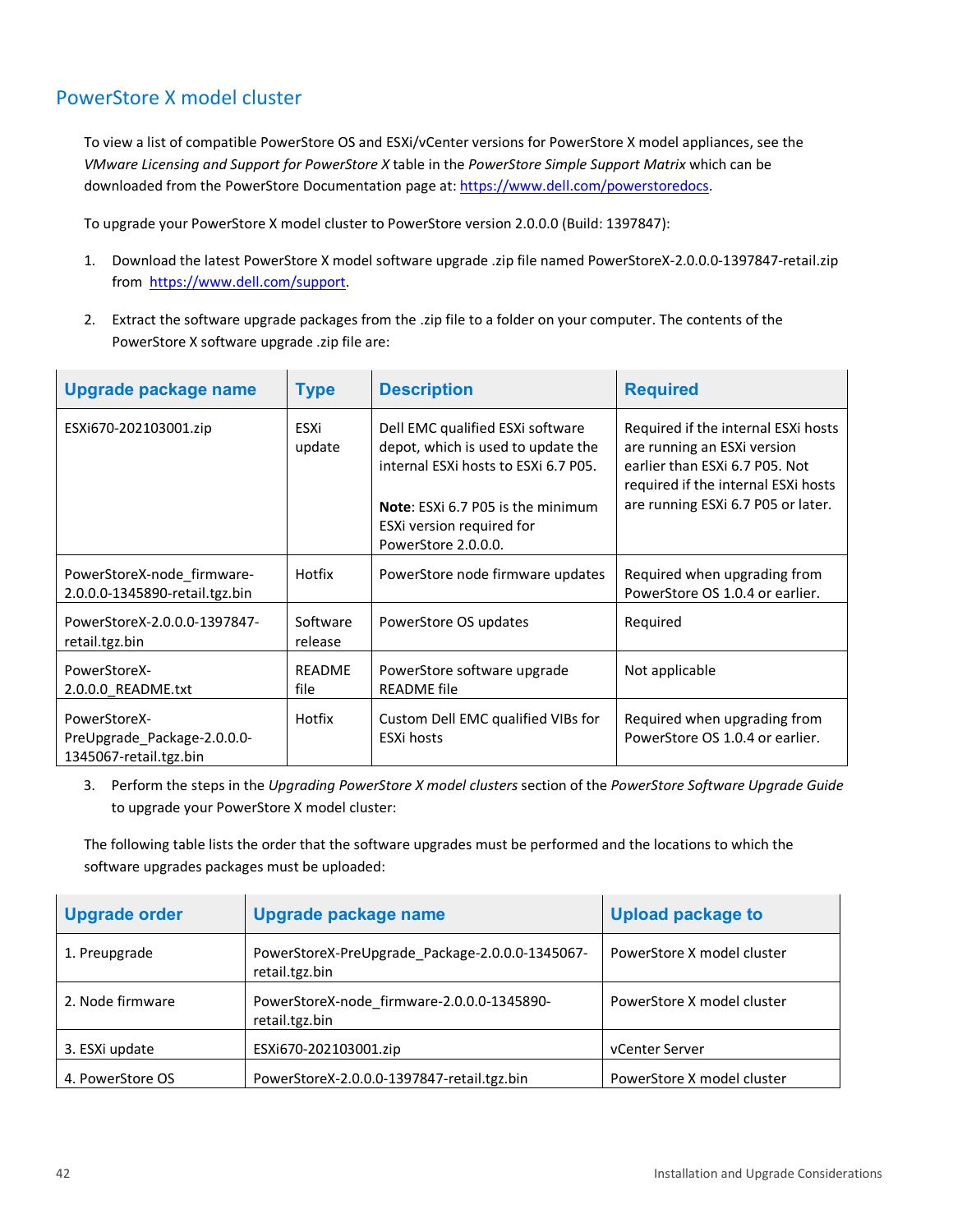## PowerStore X model cluster

To view a list of compatible PowerStore OS and ESXi/vCenter versions for PowerStore X model appliances, see the *VMware Licensing and Support for PowerStore X* table in the *PowerStore Simple Support Matrix* which can be downloaded from the PowerStore Documentation page at: https://www.dell.com/powerstoredocs.

To upgrade your PowerStore X model cluster to PowerStore version 2.0.0.0 (Build: 1397847):

1. Download the latest PowerStore X model software upgrade .zip file named PowerStoreX-2.0.0.0-1397847-retail.zip from https://www.dell.com/support.

2. Extract the software upgrade packages from the .zip file to a folder on your computer. The contents of the PowerStore X software upgrade .zip file are:

| Upgrade package name | Type | Description | Required |
|---|---|---|---|
| ESXi670-202103001.zip | ESXi update | Dell EMC qualified ESXi software depot, which is used to update the internal ESXi hosts to ESXi 6.7 P05.<br><br>**Note**: ESXi 6.7 P05 is the minimum ESXi version required for PowerStore 2.0.0.0. | Required if the internal ESXi hosts are running an ESXi version earlier than ESXi 6.7 P05. Not required if the internal ESXi hosts are running ESXi 6.7 P05 or later. |
| PowerStoreX-node_firmware-2.0.0.0-1345890-retail.tgz.bin | Hotfix | PowerStore node firmware updates | Required when upgrading from PowerStore OS 1.0.4 or earlier. |
| PowerStoreX-2.0.0.0-1397847-retail.tgz.bin | Software release | PowerStore OS updates | Required |
| PowerStoreX-2.0.0.0_README.txt | README file | PowerStore software upgrade README file | Not applicable |
| PowerStoreX-PreUpgrade_Package-2.0.0.0-1345067-retail.tgz.bin | Hotfix | Custom Dell EMC qualified VIBs for ESXi hosts | Required when upgrading from PowerStore OS 1.0.4 or earlier. |

3. Perform the steps in the *Upgrading PowerStore X model clusters* section of the *PowerStore Software Upgrade Guide* to upgrade your PowerStore X model cluster:

The following table lists the order that the software upgrades must be performed and the locations to which the software upgrades packages must be uploaded:

| Upgrade order | Upgrade package name | Upload package to |
|---|---|---|
| 1. Preupgrade | PowerStoreX-PreUpgrade_Package-2.0.0.0-1345067-retail.tgz.bin | PowerStore X model cluster |
| 2. Node firmware | PowerStoreX-node_firmware-2.0.0.0-1345890-retail.tgz.bin | PowerStore X model cluster |
| 3. ESXi update | ESXi670-202103001.zip | vCenter Server |
| 4. PowerStore OS | PowerStoreX-2.0.0.0-1397847-retail.tgz.bin | PowerStore X model cluster |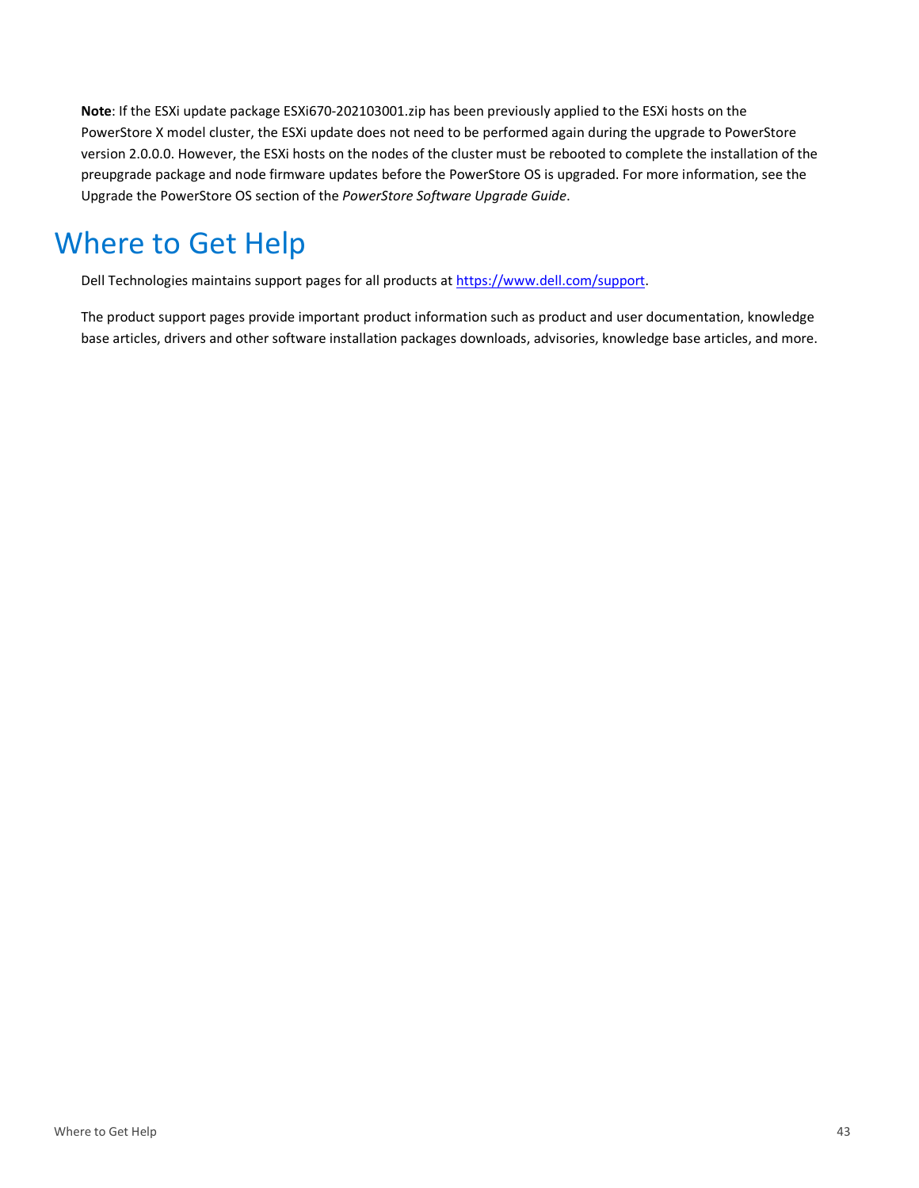**Note**: If the ESXi update package ESXi670-202103001.zip has been previously applied to the ESXi hosts on the PowerStore X model cluster, the ESXi update does not need to be performed again during the upgrade to PowerStore version 2.0.0.0. However, the ESXi hosts on the nodes of the cluster must be rebooted to complete the installation of the preupgrade package and node firmware updates before the PowerStore OS is upgraded. For more information, see the Upgrade the PowerStore OS section of the *PowerStore Software Upgrade Guide*.

# Where to Get Help

Dell Technologies maintains support pages for all products at https://www.dell.com/support.

The product support pages provide important product information such as product and user documentation, knowledge base articles, drivers and other software installation packages downloads, advisories, knowledge base articles, and more.